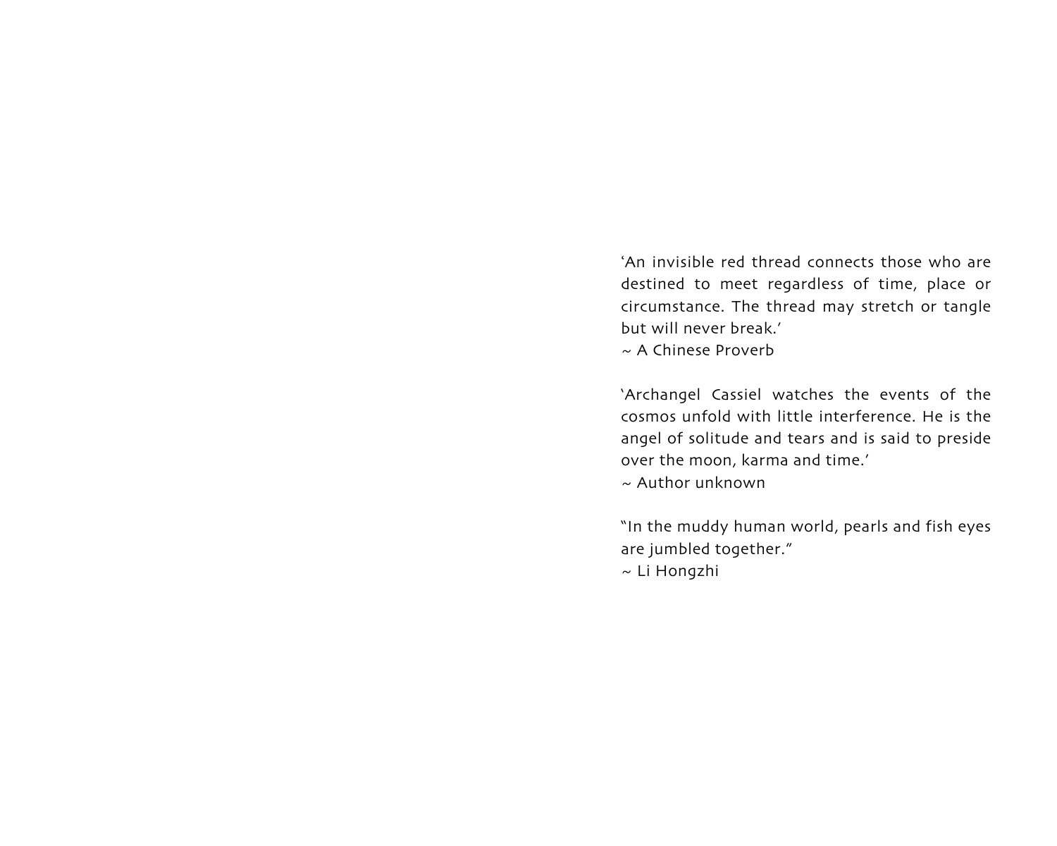‘An invisible red thread connects those who are destined to meet regardless of time, place or circumstance. The thread may stretch or tangle but will never break.’
~ A Chinese Proverb

‘Archangel Cassiel watches the events of the cosmos unfold with little interference. He is the angel of solitude and tears and is said to preside over the moon, karma and time.’
~ Author unknown

“In the muddy human world, pearls and fish eyes are jumbled together.”
~ Li Hongzhi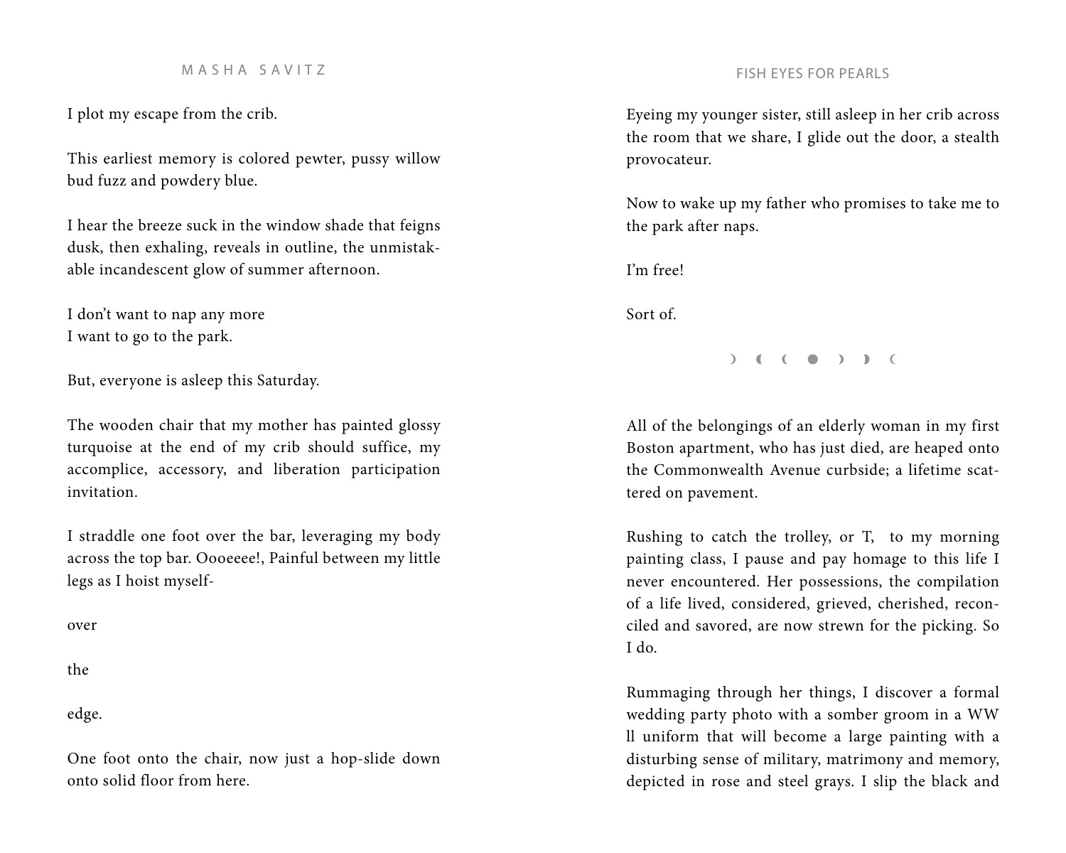I plot my escape from the crib.

This earliest memory is colored pewter, pussy willow bud fuzz and powdery blue.

I hear the breeze suck in the window shade that feigns dusk, then exhaling, reveals in outline, the unmistakable incandescent glow of summer afternoon.

I don't want to nap any more  
I want to go to the park.

But, everyone is asleep this Saturday.

The wooden chair that my mother has painted glossy turquoise at the end of my crib should suffice, my accomplice, accessory, and liberation participation invitation.

I straddle one foot over the bar, leveraging my body across the top bar. Oooeeee!, Painful between my little legs as I hoist myself-

over

the

edge.

One foot onto the chair, now just a hop-slide down onto solid floor from here.

Eyeing my younger sister, still asleep in her crib across the room that we share, I glide out the door, a stealth provocateur.

Now to wake up my father who promises to take me to the park after naps.

I'm free!

Sort of.

☽ ◖ ☾ ● ☽ ◗ ☾

All of the belongings of an elderly woman in my first Boston apartment, who has just died, are heaped onto the Commonwealth Avenue curbside; a lifetime scattered on pavement.

Rushing to catch the trolley, or T,  to my morning painting class, I pause and pay homage to this life I never encountered. Her possessions, the compilation of a life lived, considered, grieved, cherished, reconciled and savored, are now strewn for the picking. So I do.

Rummaging through her things, I discover a formal wedding party photo with a somber groom in a WW ll uniform that will become a large painting with a disturbing sense of military, matrimony and memory, depicted in rose and steel grays. I slip the black and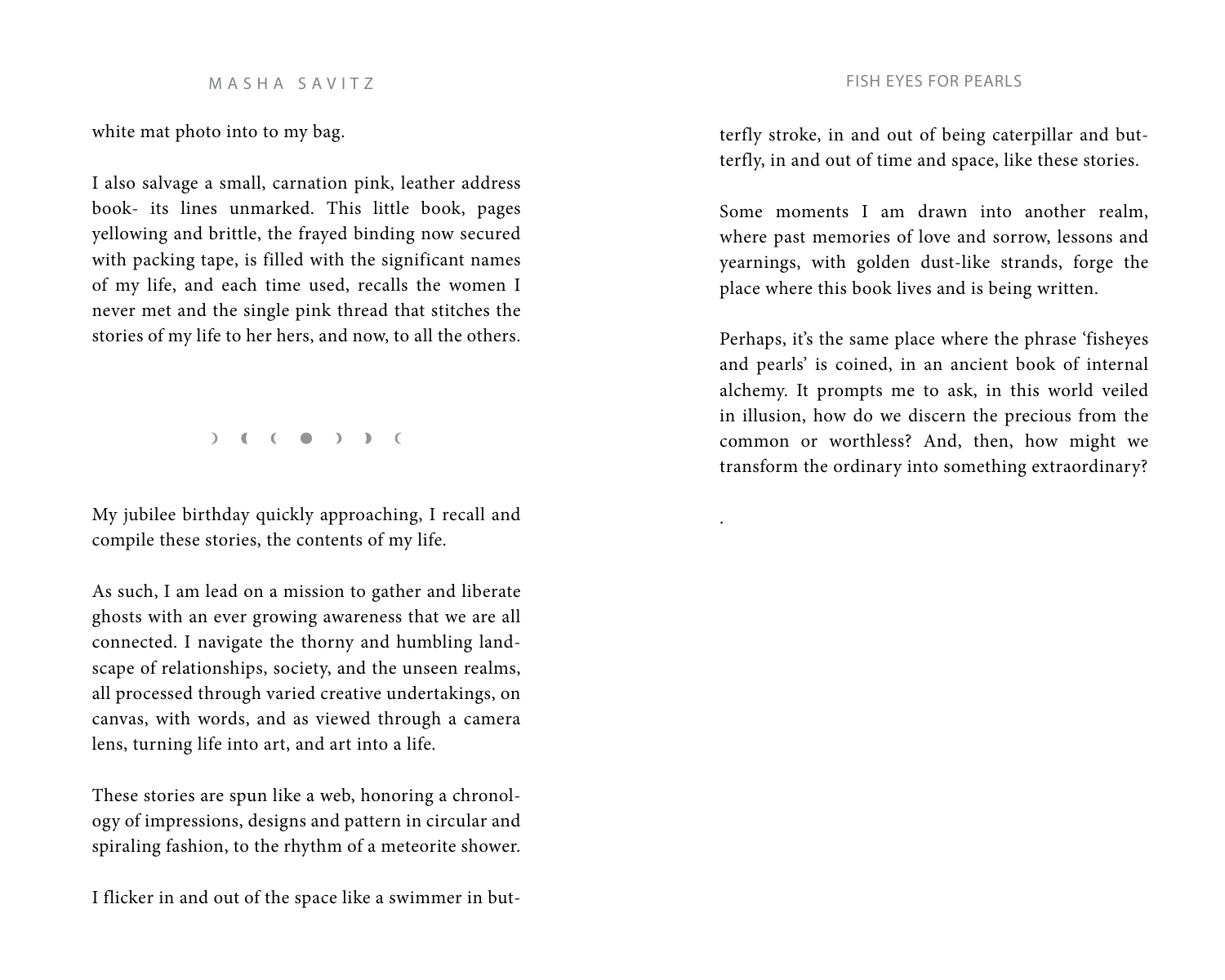white mat photo into to my bag.

I also salvage a small, carnation pink, leather address book- its lines unmarked. This little book, pages yellowing and brittle, the frayed binding now secured with packing tape, is filled with the significant names of my life, and each time used, recalls the women I never met and the single pink thread that stitches the stories of my life to her hers, and now, to all the others.

☽ ◖ ☾ ● ☽ ◗ ☾

My jubilee birthday quickly approaching, I recall and compile these stories, the contents of my life.

As such, I am lead on a mission to gather and liberate ghosts with an ever growing awareness that we are all connected. I navigate the thorny and humbling landscape of relationships, society, and the unseen realms, all processed through varied creative undertakings, on canvas, with words, and as viewed through a camera lens, turning life into art, and art into a life.

These stories are spun like a web, honoring a chronology of impressions, designs and pattern in circular and spiraling fashion, to the rhythm of a meteorite shower.

I flicker in and out of the space like a swimmer in butterfly stroke, in and out of being caterpillar and butterfly, in and out of time and space, like these stories.

Some moments I am drawn into another realm, where past memories of love and sorrow, lessons and yearnings, with golden dust-like strands, forge the place where this book lives and is being written.

Perhaps, it's the same place where the phrase 'fisheyes and pearls' is coined, in an ancient book of internal alchemy. It prompts me to ask, in this world veiled in illusion, how do we discern the precious from the common or worthless? And, then, how might we transform the ordinary into something extraordinary?

.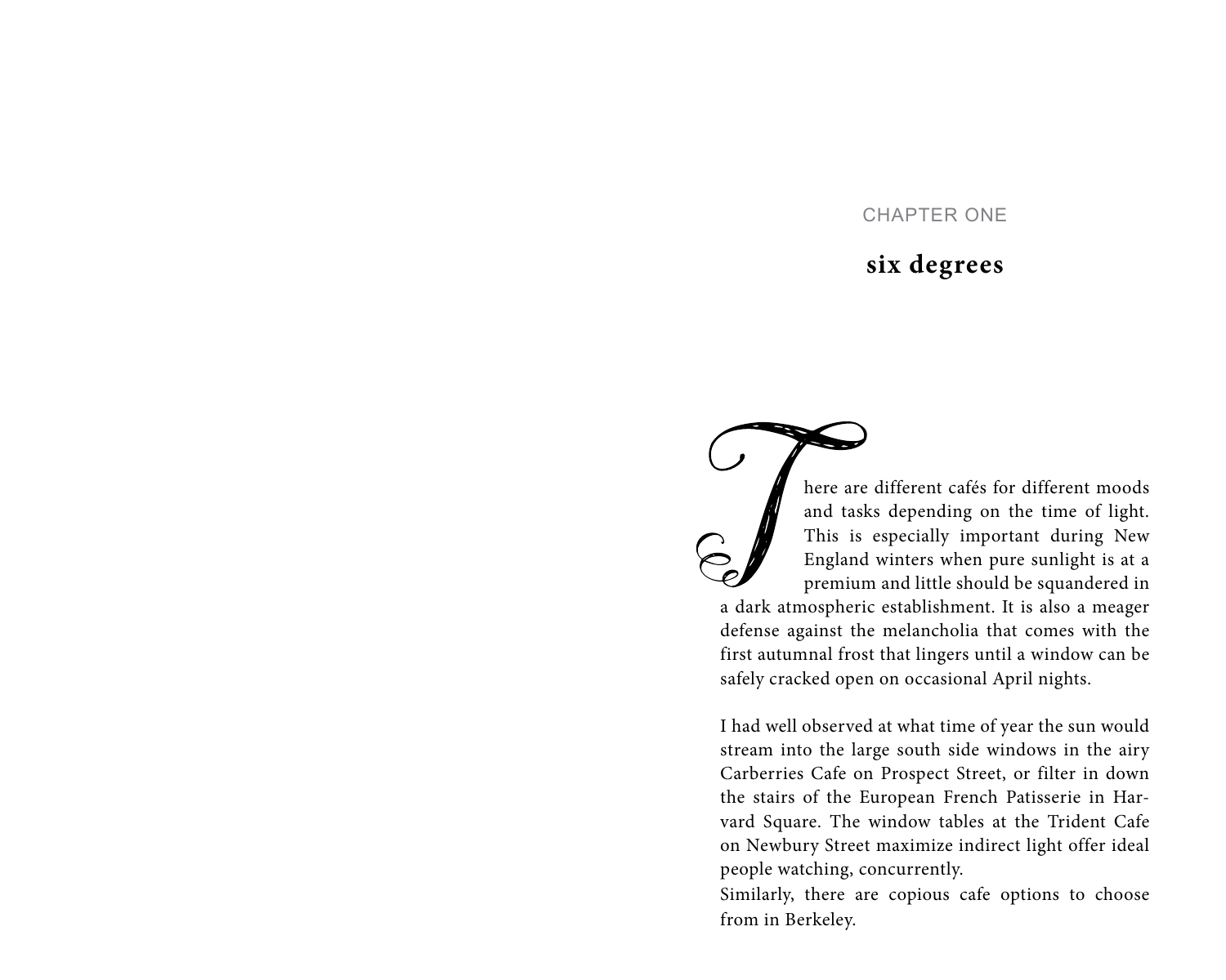CHAPTER ONE

# six degrees

There are different cafés for different moods and tasks depending on the time of light. This is especially important during New England winters when pure sunlight is at a premium and little should be squandered in a dark atmospheric establishment. It is also a meager defense against the melancholia that comes with the first autumnal frost that lingers until a window can be safely cracked open on occasional April nights.

I had well observed at what time of year the sun would stream into the large south side windows in the airy Carberries Cafe on Prospect Street, or filter in down the stairs of the European French Patisserie in Harvard Square. The window tables at the Trident Cafe on Newbury Street maximize indirect light offer ideal people watching, concurrently.

Similarly, there are copious cafe options to choose from in Berkeley.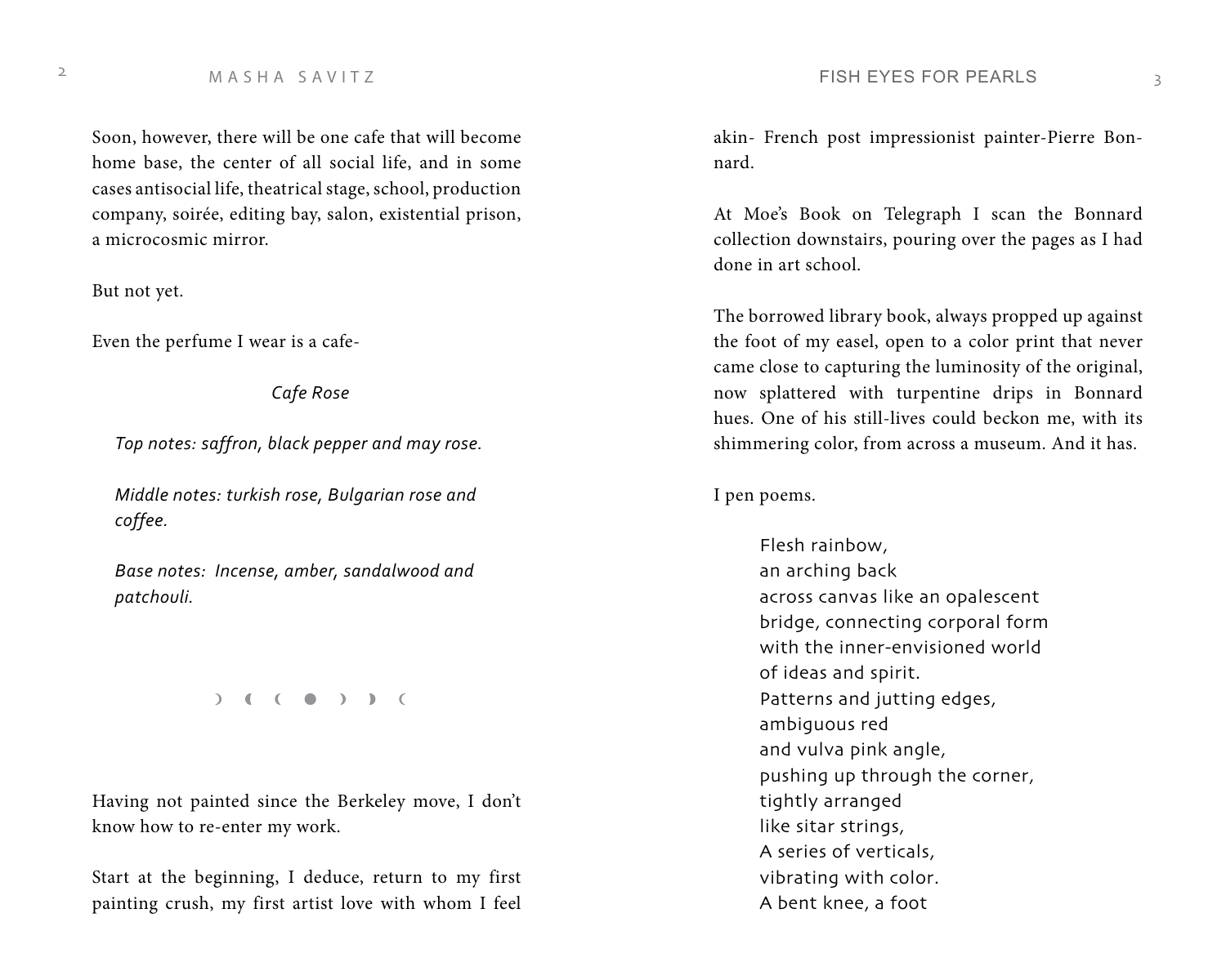Soon, however, there will be one cafe that will become home base, the center of all social life, and in some cases antisocial life, theatrical stage, school, production company, soirée, editing bay, salon, existential prison, a microcosmic mirror.

But not yet.

Even the perfume I wear is a cafe-

*Cafe Rose*

*Top notes: saffron, black pepper and may rose.*

*Middle notes: turkish rose, Bulgarian rose and coffee.*

*Base notes: Incense, amber, sandalwood and patchouli.*

☽ ◖ ☾ ● ☽ ◗ ☾

Having not painted since the Berkeley move, I don't know how to re-enter my work.

Start at the beginning, I deduce, return to my first painting crush, my first artist love with whom I feel akin- French post impressionist painter-Pierre Bonnard.

At Moe's Book on Telegraph I scan the Bonnard collection downstairs, pouring over the pages as I had done in art school.

The borrowed library book, always propped up against the foot of my easel, open to a color print that never came close to capturing the luminosity of the original, now splattered with turpentine drips in Bonnard hues. One of his still-lives could beckon me, with its shimmering color, from across a museum. And it has.

I pen poems.

Flesh rainbow,  
an arching back  
across canvas like an opalescent  
bridge, connecting corporal form  
with the inner-envisioned world  
of ideas and spirit.  
Patterns and jutting edges,  
ambiguous red  
and vulva pink angle,  
pushing up through the corner,  
tightly arranged  
like sitar strings,  
A series of verticals,  
vibrating with color.  
A bent knee, a foot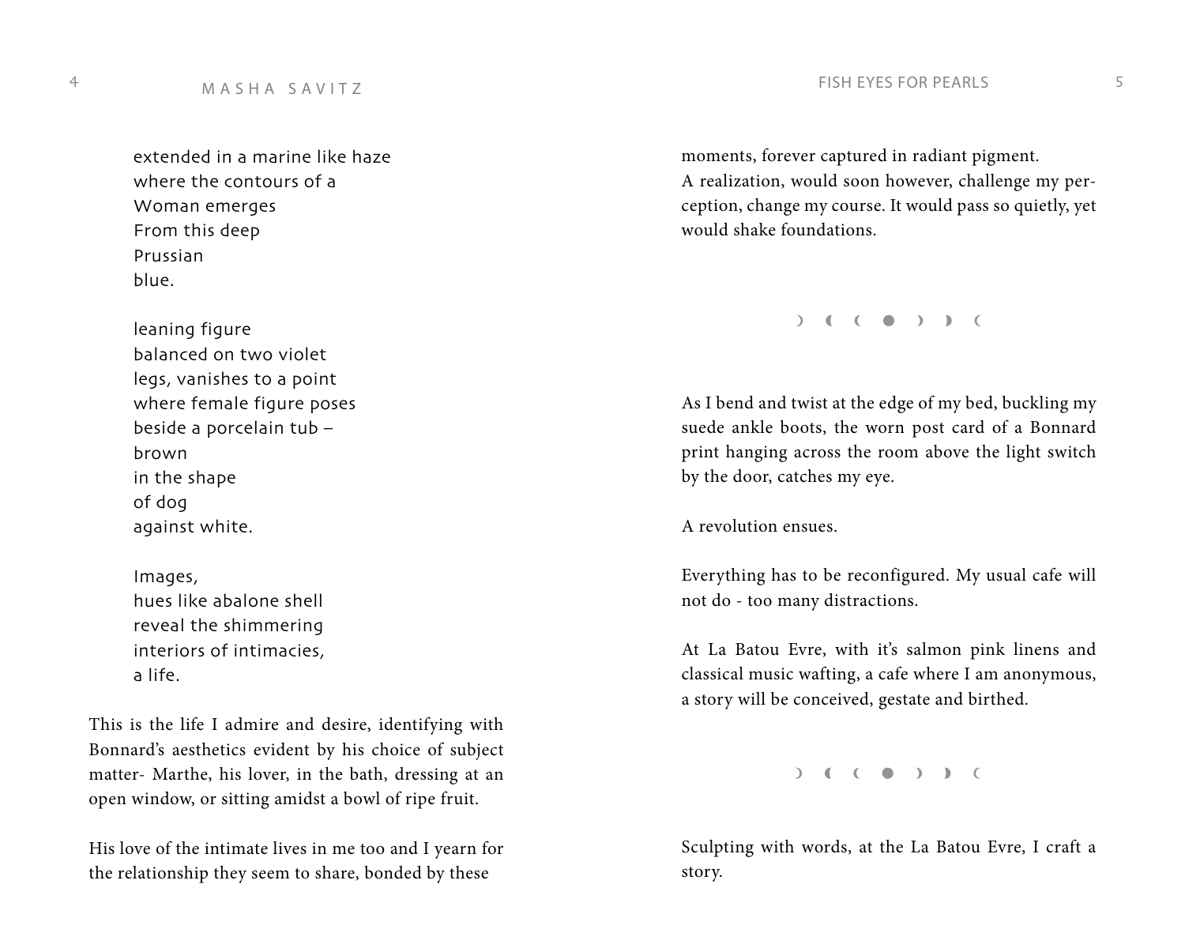extended in a marine like haze
where the contours of a
Woman emerges
From this deep
Prussian
blue.

leaning figure
balanced on two violet
legs, vanishes to a point
where female figure poses
beside a porcelain tub –
brown
in the shape
of dog
against white.

Images,
hues like abalone shell
reveal the shimmering
interiors of intimacies,
a life.

This is the life I admire and desire, identifying with Bonnard's aesthetics evident by his choice of subject matter- Marthe, his lover, in the bath, dressing at an open window, or sitting amidst a bowl of ripe fruit.

His love of the intimate lives in me too and I yearn for the relationship they seem to share, bonded by these moments, forever captured in radiant pigment.
A realization, would soon however, challenge my perception, change my course. It would pass so quietly, yet would shake foundations.

☽ ◖ ☾ ● ☽ ◗ ☾

As I bend and twist at the edge of my bed, buckling my suede ankle boots, the worn post card of a Bonnard print hanging across the room above the light switch by the door, catches my eye.

A revolution ensues.

Everything has to be reconfigured. My usual cafe will not do - too many distractions.

At La Batou Evre, with it's salmon pink linens and classical music wafting, a cafe where I am anonymous, a story will be conceived, gestate and birthed.

☽ ◖ ☾ ● ☽ ◗ ☾

Sculpting with words, at the La Batou Evre, I craft a story.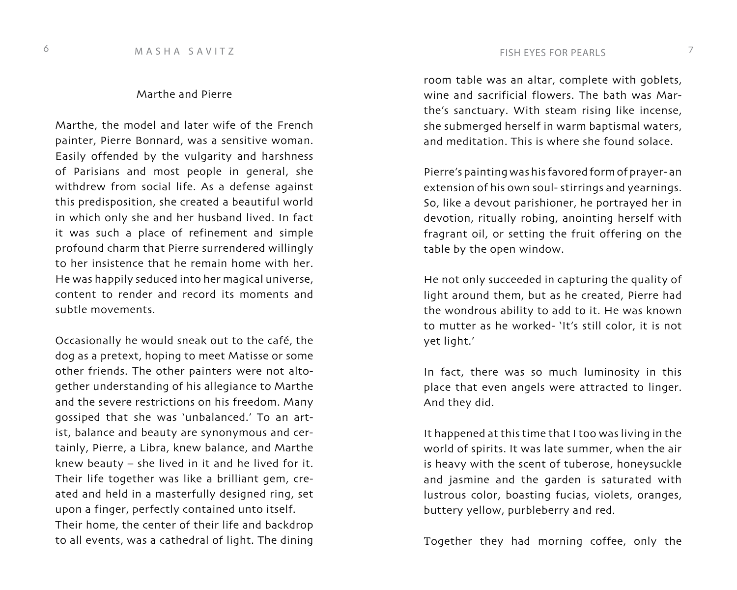## Marthe and Pierre

Marthe, the model and later wife of the French painter, Pierre Bonnard, was a sensitive woman. Easily offended by the vulgarity and harshness of Parisians and most people in general, she withdrew from social life. As a defense against this predisposition, she created a beautiful world in which only she and her husband lived. In fact it was such a place of refinement and simple profound charm that Pierre surrendered willingly to her insistence that he remain home with her. He was happily seduced into her magical universe, content to render and record its moments and subtle movements.

Occasionally he would sneak out to the café, the dog as a pretext, hoping to meet Matisse or some other friends. The other painters were not altogether understanding of his allegiance to Marthe and the severe restrictions on his freedom. Many gossiped that she was 'unbalanced.' To an artist, balance and beauty are synonymous and certainly, Pierre, a Libra, knew balance, and Marthe knew beauty – she lived in it and he lived for it. Their life together was like a brilliant gem, created and held in a masterfully designed ring, set upon a finger, perfectly contained unto itself.
Their home, the center of their life and backdrop to all events, was a cathedral of light. The dining room table was an altar, complete with goblets, wine and sacrificial flowers. The bath was Marthe's sanctuary. With steam rising like incense, she submerged herself in warm baptismal waters, and meditation. This is where she found solace.

Pierre's painting was his favored form of prayer- an extension of his own soul- stirrings and yearnings. So, like a devout parishioner, he portrayed her in devotion, ritually robing, anointing herself with fragrant oil, or setting the fruit offering on the table by the open window.

He not only succeeded in capturing the quality of light around them, but as he created, Pierre had the wondrous ability to add to it. He was known to mutter as he worked- 'It's still color, it is not yet light.'

In fact, there was so much luminosity in this place that even angels were attracted to linger. And they did.

It happened at this time that I too was living in the world of spirits. It was late summer, when the air is heavy with the scent of tuberose, honeysuckle and jasmine and the garden is saturated with lustrous color, boasting fucias, violets, oranges, buttery yellow, purbleberry and red.

Together they had morning coffee, only the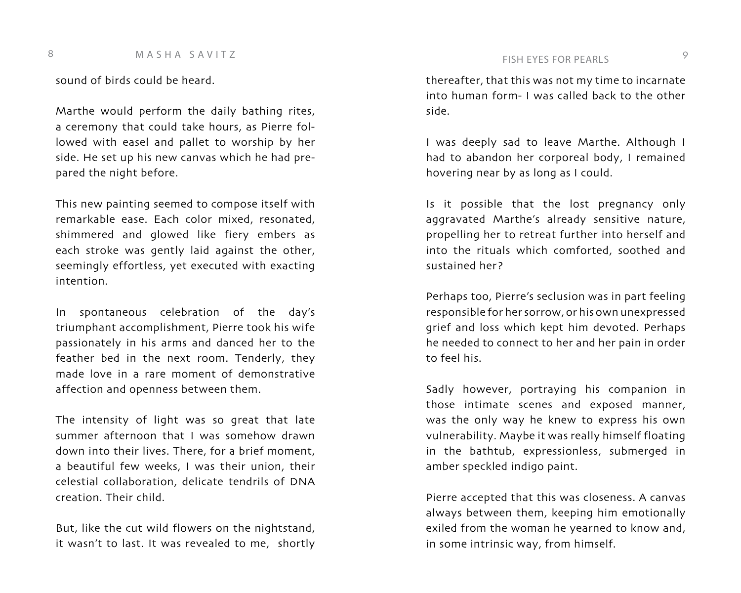sound of birds could be heard.

Marthe would perform the daily bathing rites, a ceremony that could take hours, as Pierre followed with easel and pallet to worship by her side. He set up his new canvas which he had prepared the night before.

This new painting seemed to compose itself with remarkable ease. Each color mixed, resonated, shimmered and glowed like fiery embers as each stroke was gently laid against the other, seemingly effortless, yet executed with exacting intention.

In spontaneous celebration of the day's triumphant accomplishment, Pierre took his wife passionately in his arms and danced her to the feather bed in the next room. Tenderly, they made love in a rare moment of demonstrative affection and openness between them.

The intensity of light was so great that late summer afternoon that I was somehow drawn down into their lives. There, for a brief moment, a beautiful few weeks, I was their union, their celestial collaboration, delicate tendrils of DNA creation. Their child.

But, like the cut wild flowers on the nightstand, it wasn't to last. It was revealed to me, shortly thereafter, that this was not my time to incarnate into human form- I was called back to the other side.

I was deeply sad to leave Marthe. Although I had to abandon her corporeal body, I remained hovering near by as long as I could.

Is it possible that the lost pregnancy only aggravated Marthe's already sensitive nature, propelling her to retreat further into herself and into the rituals which comforted, soothed and sustained her?

Perhaps too, Pierre's seclusion was in part feeling responsible for her sorrow, or his own unexpressed grief and loss which kept him devoted. Perhaps he needed to connect to her and her pain in order to feel his.

Sadly however, portraying his companion in those intimate scenes and exposed manner, was the only way he knew to express his own vulnerability. Maybe it was really himself floating in the bathtub, expressionless, submerged in amber speckled indigo paint.

Pierre accepted that this was closeness. A canvas always between them, keeping him emotionally exiled from the woman he yearned to know and, in some intrinsic way, from himself.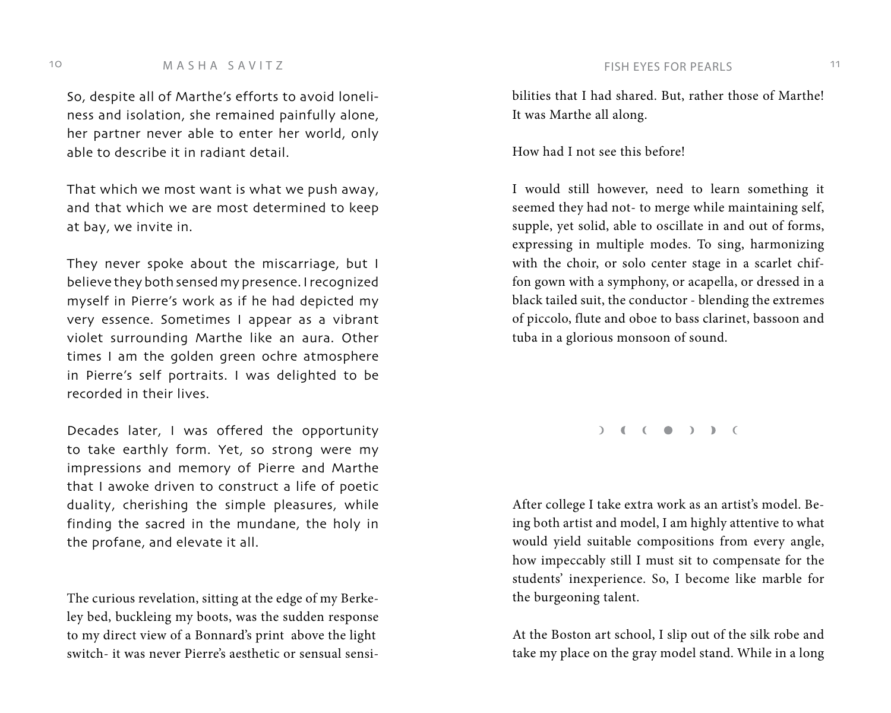So, despite all of Marthe's efforts to avoid loneliness and isolation, she remained painfully alone, her partner never able to enter her world, only able to describe it in radiant detail.

That which we most want is what we push away, and that which we are most determined to keep at bay, we invite in.

They never spoke about the miscarriage, but I believe they both sensed my presence. I recognized myself in Pierre's work as if he had depicted my very essence. Sometimes I appear as a vibrant violet surrounding Marthe like an aura. Other times I am the golden green ochre atmosphere in Pierre's self portraits. I was delighted to be recorded in their lives.

Decades later, I was offered the opportunity to take earthly form. Yet, so strong were my impressions and memory of Pierre and Marthe that I awoke driven to construct a life of poetic duality, cherishing the simple pleasures, while finding the sacred in the mundane, the holy in the profane, and elevate it all.

The curious revelation, sitting at the edge of my Berkeley bed, buckleing my boots, was the sudden response to my direct view of a Bonnard's print above the light switch- it was never Pierre's aesthetic or sensual sensibilities that I had shared. But, rather those of Marthe! It was Marthe all along.

How had I not see this before!

I would still however, need to learn something it seemed they had not- to merge while maintaining self, supple, yet solid, able to oscillate in and out of forms, expressing in multiple modes. To sing, harmonizing with the choir, or solo center stage in a scarlet chiffon gown with a symphony, or acapella, or dressed in a black tailed suit, the conductor - blending the extremes of piccolo, flute and oboe to bass clarinet, bassoon and tuba in a glorious monsoon of sound.

☽ ◖ ☾ ● ☽ ◗ ☾

After college I take extra work as an artist's model. Being both artist and model, I am highly attentive to what would yield suitable compositions from every angle, how impeccably still I must sit to compensate for the students' inexperience. So, I become like marble for the burgeoning talent.

At the Boston art school, I slip out of the silk robe and take my place on the gray model stand. While in a long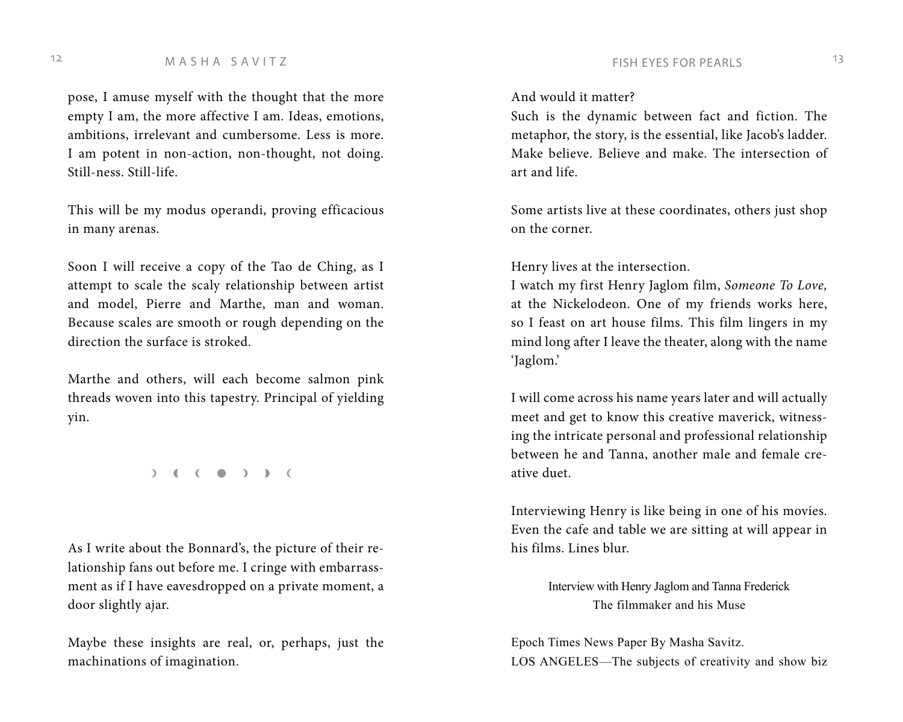pose, I amuse myself with the thought that the more empty I am, the more affective I am. Ideas, emotions, ambitions, irrelevant and cumbersome. Less is more. I am potent in non-action, non-thought, not doing. Still-ness. Still-life.

This will be my modus operandi, proving efficacious in many arenas.

Soon I will receive a copy of the Tao de Ching, as I attempt to scale the scaly relationship between artist and model, Pierre and Marthe, man and woman. Because scales are smooth or rough depending on the direction the surface is stroked.

Marthe and others, will each become salmon pink threads woven into this tapestry. Principal of yielding yin.

☽ ◖ ( ● ) ◗ (

As I write about the Bonnard's, the picture of their relationship fans out before me. I cringe with embarrassment as if I have eavesdropped on a private moment, a door slightly ajar.

Maybe these insights are real, or, perhaps, just the machinations of imagination.

And would it matter?

Such is the dynamic between fact and fiction. The metaphor, the story, is the essential, like Jacob's ladder. Make believe. Believe and make. The intersection of art and life.

Some artists live at these coordinates, others just shop on the corner.

Henry lives at the intersection.

I watch my first Henry Jaglom film, *Someone To Love,* at the Nickelodeon. One of my friends works here, so I feast on art house films. This film lingers in my mind long after I leave the theater, along with the name 'Jaglom.'

I will come across his name years later and will actually meet and get to know this creative maverick, witnessing the intricate personal and professional relationship between he and Tanna, another male and female creative duet.

Interviewing Henry is like being in one of his movies. Even the cafe and table we are sitting at will appear in his films. Lines blur.

Interview with Henry Jaglom and Tanna Frederick
The filmmaker and his Muse

Epoch Times News Paper By Masha Savitz.

LOS ANGELES—The subjects of creativity and show biz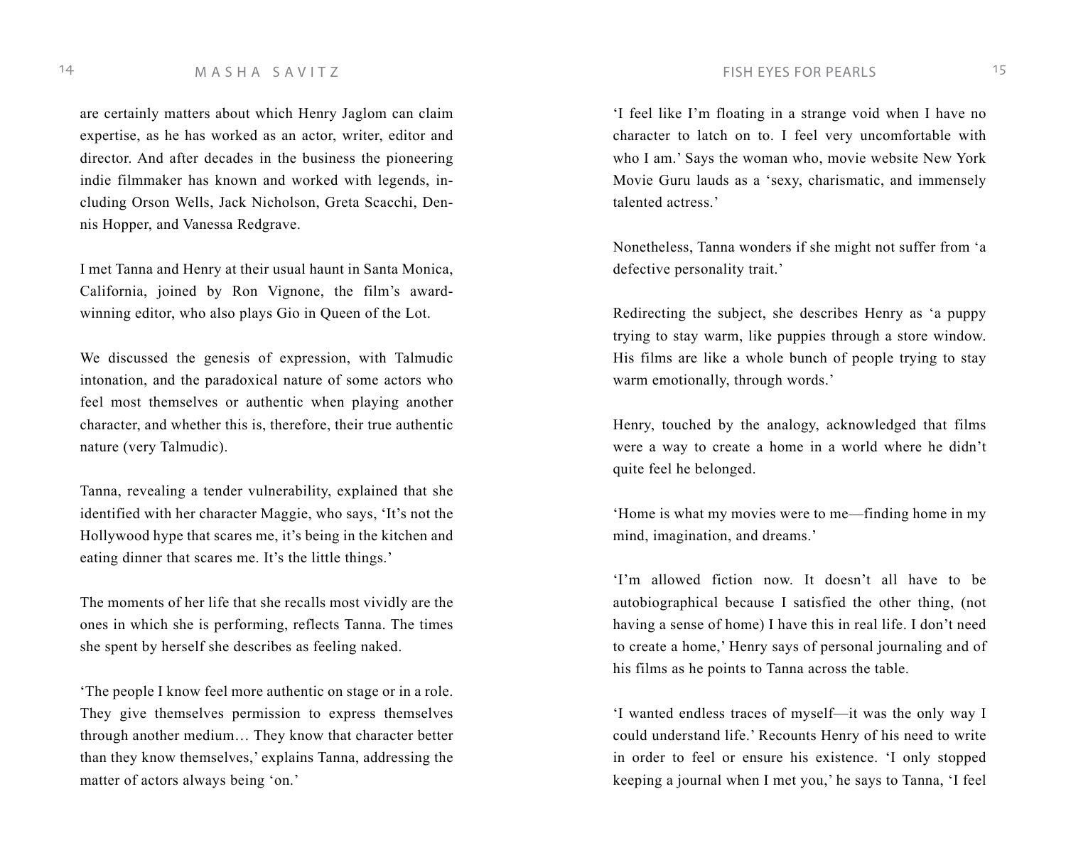are certainly matters about which Henry Jaglom can claim expertise, as he has worked as an actor, writer, editor and director. And after decades in the business the pioneering indie filmmaker has known and worked with legends, including Orson Wells, Jack Nicholson, Greta Scacchi, Dennis Hopper, and Vanessa Redgrave.

I met Tanna and Henry at their usual haunt in Santa Monica, California, joined by Ron Vignone, the film's award-winning editor, who also plays Gio in Queen of the Lot.

We discussed the genesis of expression, with Talmudic intonation, and the paradoxical nature of some actors who feel most themselves or authentic when playing another character, and whether this is, therefore, their true authentic nature (very Talmudic).

Tanna, revealing a tender vulnerability, explained that she identified with her character Maggie, who says, 'It's not the Hollywood hype that scares me, it's being in the kitchen and eating dinner that scares me. It's the little things.'

The moments of her life that she recalls most vividly are the ones in which she is performing, reflects Tanna. The times she spent by herself she describes as feeling naked.

'The people I know feel more authentic on stage or in a role. They give themselves permission to express themselves through another medium… They know that character better than they know themselves,' explains Tanna, addressing the matter of actors always being 'on.'

'I feel like I'm floating in a strange void when I have no character to latch on to. I feel very uncomfortable with who I am.' Says the woman who, movie website New York Movie Guru lauds as a 'sexy, charismatic, and immensely talented actress.'

Nonetheless, Tanna wonders if she might not suffer from 'a defective personality trait.'

Redirecting the subject, she describes Henry as 'a puppy trying to stay warm, like puppies through a store window. His films are like a whole bunch of people trying to stay warm emotionally, through words.'

Henry, touched by the analogy, acknowledged that films were a way to create a home in a world where he didn't quite feel he belonged.

'Home is what my movies were to me—finding home in my mind, imagination, and dreams.'

'I'm allowed fiction now. It doesn't all have to be autobiographical because I satisfied the other thing, (not having a sense of home) I have this in real life. I don't need to create a home,' Henry says of personal journaling and of his films as he points to Tanna across the table.

'I wanted endless traces of myself—it was the only way I could understand life.' Recounts Henry of his need to write in order to feel or ensure his existence. 'I only stopped keeping a journal when I met you,' he says to Tanna, 'I feel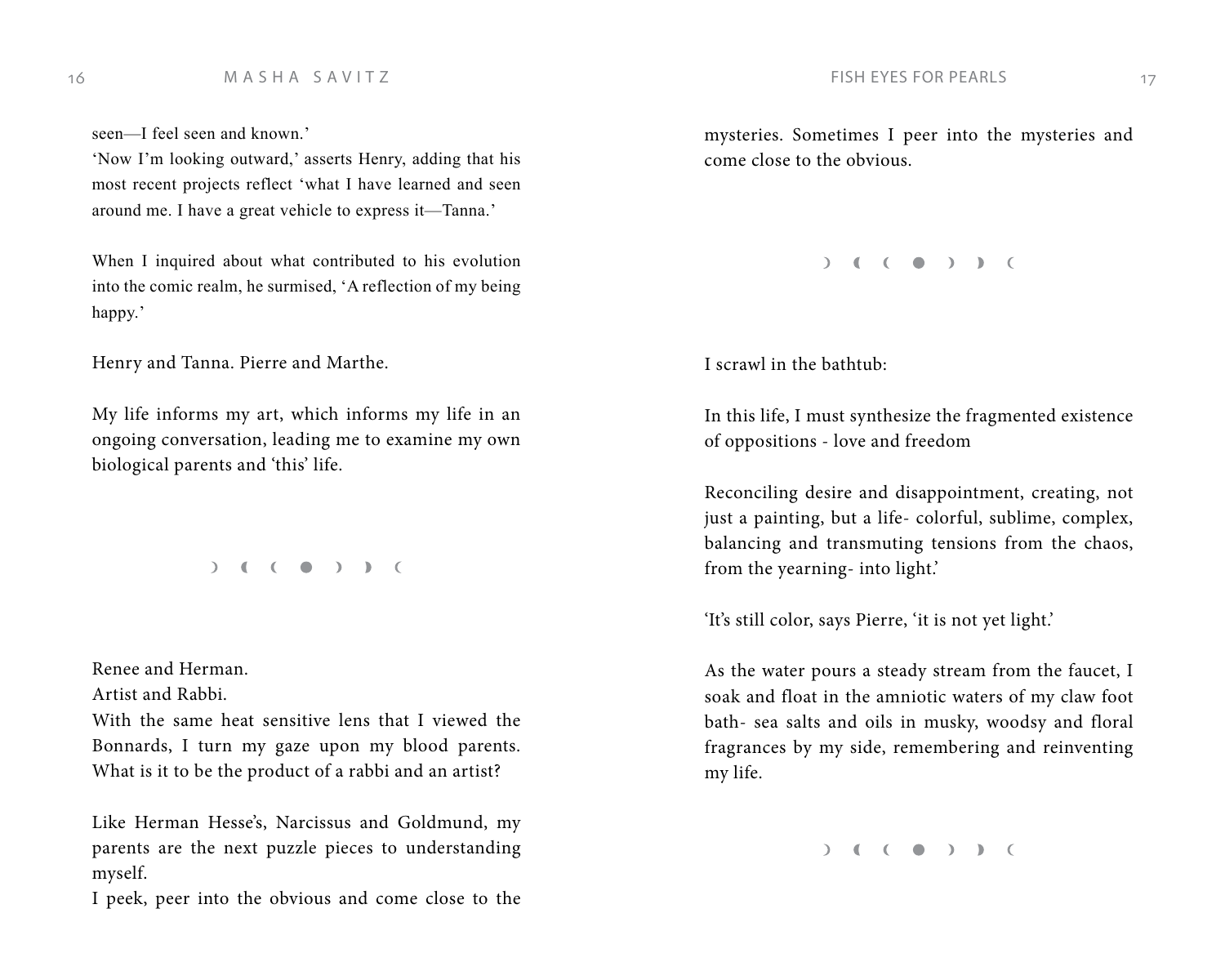seen—I feel seen and known.'
'Now I'm looking outward,' asserts Henry, adding that his most recent projects reflect 'what I have learned and seen around me. I have a great vehicle to express it—Tanna.'

When I inquired about what contributed to his evolution into the comic realm, he surmised, 'A reflection of my being happy.'

Henry and Tanna. Pierre and Marthe.

My life informs my art, which informs my life in an ongoing conversation, leading me to examine my own biological parents and 'this' life.

☽ ◖ ( ● ) ◗ ☾

Renee and Herman.
Artist and Rabbi.
With the same heat sensitive lens that I viewed the Bonnards, I turn my gaze upon my blood parents. What is it to be the product of a rabbi and an artist?

Like Herman Hesse's, Narcissus and Goldmund, my parents are the next puzzle pieces to understanding myself.
I peek, peer into the obvious and come close to the mysteries. Sometimes I peer into the mysteries and come close to the obvious.

☽ ◖ ( ● ) ◗ ☾

I scrawl in the bathtub:

In this life, I must synthesize the fragmented existence of oppositions - love and freedom

Reconciling desire and disappointment, creating, not just a painting, but a life- colorful, sublime, complex, balancing and transmuting tensions from the chaos, from the yearning- into light.'

'It's still color, says Pierre, 'it is not yet light.'

As the water pours a steady stream from the faucet, I soak and float in the amniotic waters of my claw foot bath- sea salts and oils in musky, woodsy and floral fragrances by my side, remembering and reinventing my life.

☽ ◖ ( ● ) ◗ ☾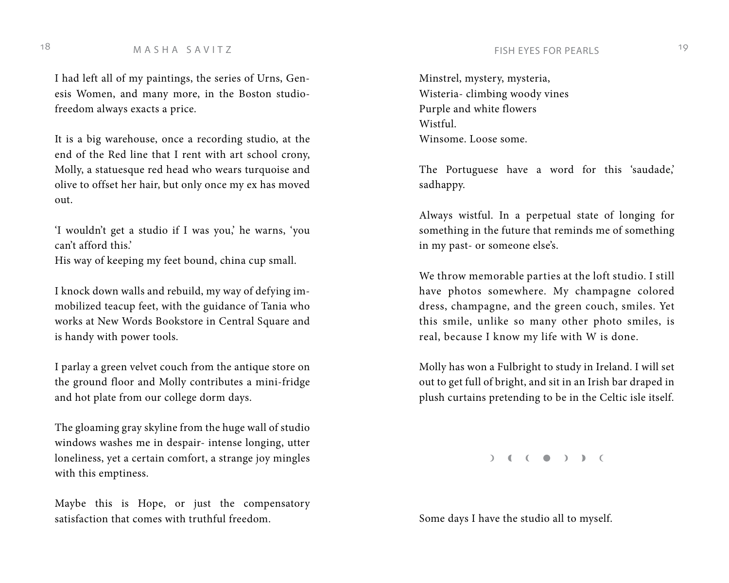I had left all of my paintings, the series of Urns, Genesis Women, and many more, in the Boston studio- freedom always exacts a price.

It is a big warehouse, once a recording studio, at the end of the Red line that I rent with art school crony, Molly, a statuesque red head who wears turquoise and olive to offset her hair, but only once my ex has moved out.

'I wouldn't get a studio if I was you,' he warns, 'you can't afford this.'
His way of keeping my feet bound, china cup small.

I knock down walls and rebuild, my way of defying immobilized teacup feet, with the guidance of Tania who works at New Words Bookstore in Central Square and is handy with power tools.

I parlay a green velvet couch from the antique store on the ground floor and Molly contributes a mini-fridge and hot plate from our college dorm days.

The gloaming gray skyline from the huge wall of studio windows washes me in despair- intense longing, utter loneliness, yet a certain comfort, a strange joy mingles with this emptiness.

Maybe this is Hope, or just the compensatory satisfaction that comes with truthful freedom.

Minstrel, mystery, mysteria,
Wisteria- climbing woody vines
Purple and white flowers
Wistful.
Winsome. Loose some.

The Portuguese have a word for this 'saudade,' sadhappy.

Always wistful. In a perpetual state of longing for something in the future that reminds me of something in my past- or someone else's.

We throw memorable parties at the loft studio. I still have photos somewhere. My champagne colored dress, champagne, and the green couch, smiles. Yet this smile, unlike so many other photo smiles, is real, because I know my life with W is done.

Molly has won a Fulbright to study in Ireland. I will set out to get full of bright, and sit in an Irish bar draped in plush curtains pretending to be in the Celtic isle itself.

☽ ◖ ☾ ● ☽ ◗ ☾

Some days I have the studio all to myself.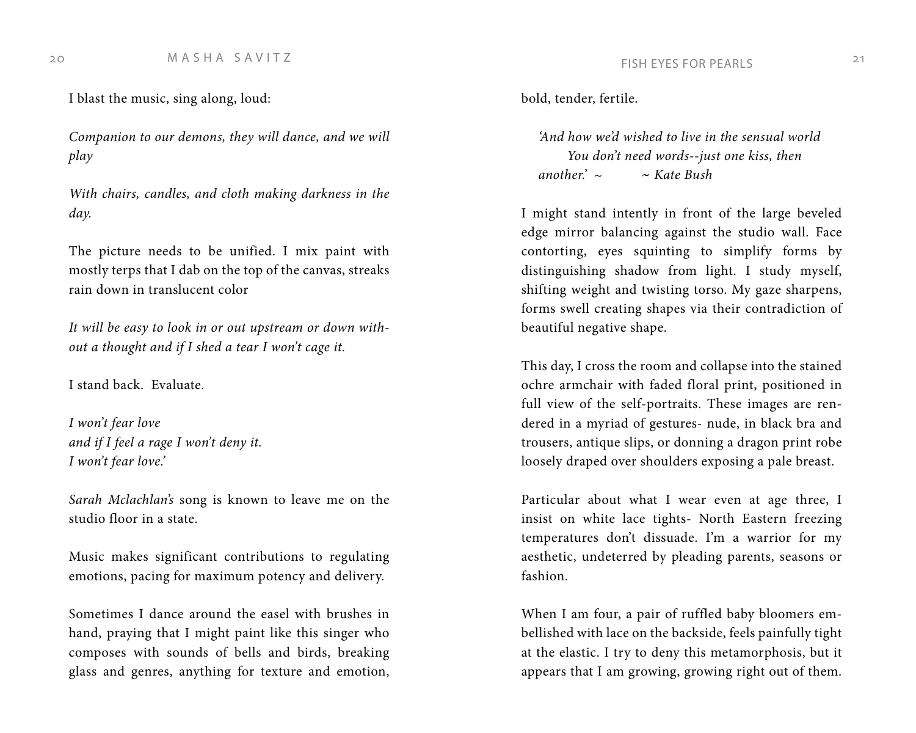I blast the music, sing along, loud:

*Companion to our demons, they will dance, and we will play*

*With chairs, candles, and cloth making darkness in the day.*

The picture needs to be unified. I mix paint with mostly terps that I dab on the top of the canvas, streaks rain down in translucent color

*It will be easy to look in or out upstream or down without a thought and if I shed a tear I won't cage it.*

I stand back. Evaluate.

*I won't fear love*  
*and if I feel a rage I won't deny it.*  
*I won't fear love.'*

*Sarah Mclachlan's* song is known to leave me on the studio floor in a state.

Music makes significant contributions to regulating emotions, pacing for maximum potency and delivery.

Sometimes I dance around the easel with brushes in hand, praying that I might paint like this singer who composes with sounds of bells and birds, breaking glass and genres, anything for texture and emotion, bold, tender, fertile.

> *'And how we'd wished to live in the sensual world*  
> *You don't need words--just one kiss, then another.' ~ ~ Kate Bush*

I might stand intently in front of the large beveled edge mirror balancing against the studio wall. Face contorting, eyes squinting to simplify forms by distinguishing shadow from light. I study myself, shifting weight and twisting torso. My gaze sharpens, forms swell creating shapes via their contradiction of beautiful negative shape.

This day, I cross the room and collapse into the stained ochre armchair with faded floral print, positioned in full view of the self-portraits. These images are rendered in a myriad of gestures- nude, in black bra and trousers, antique slips, or donning a dragon print robe loosely draped over shoulders exposing a pale breast.

Particular about what I wear even at age three, I insist on white lace tights- North Eastern freezing temperatures don't dissuade. I'm a warrior for my aesthetic, undeterred by pleading parents, seasons or fashion.

When I am four, a pair of ruffled baby bloomers embellished with lace on the backside, feels painfully tight at the elastic. I try to deny this metamorphosis, but it appears that I am growing, growing right out of them.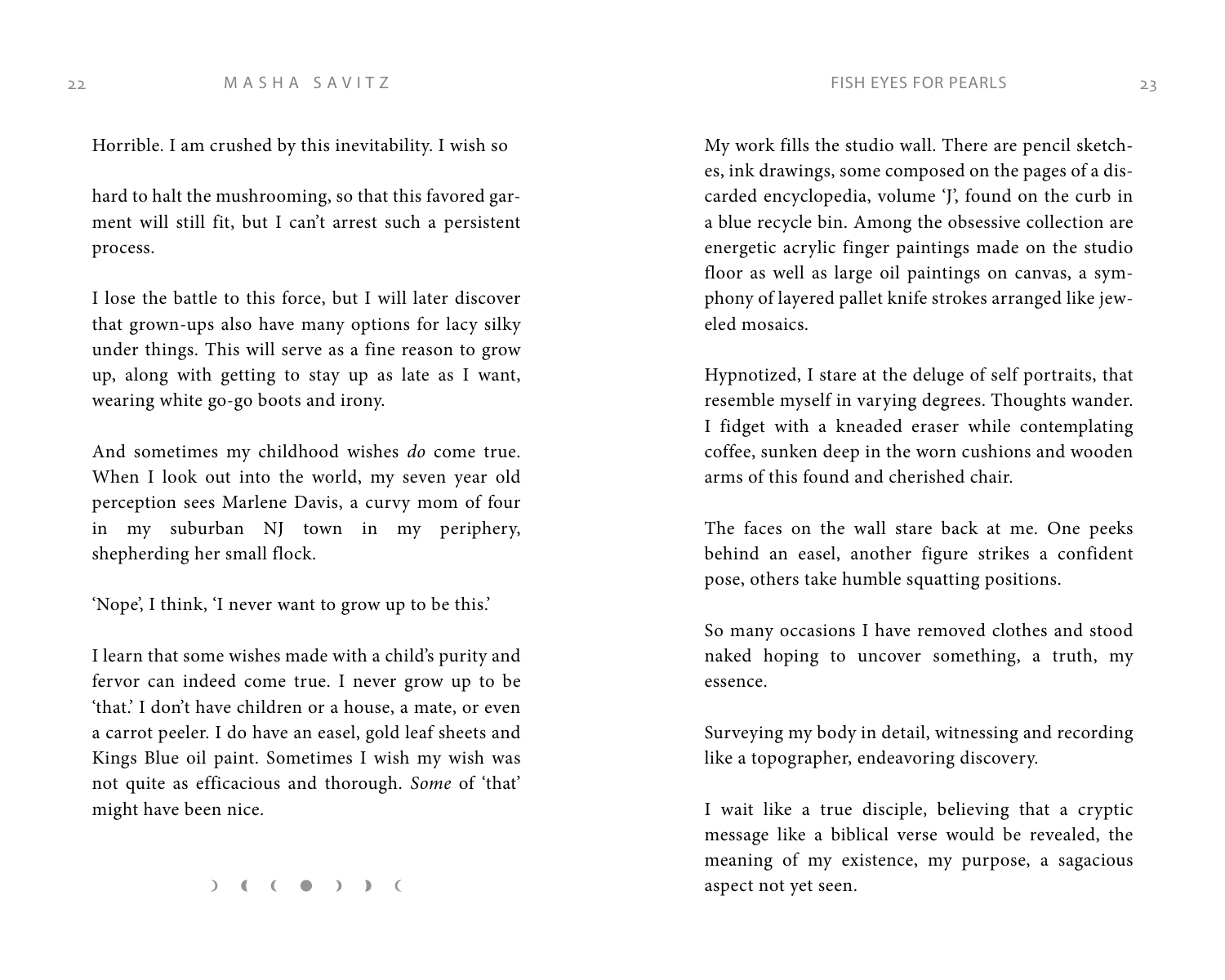Horrible. I am crushed by this inevitability. I wish so

hard to halt the mushrooming, so that this favored garment will still fit, but I can't arrest such a persistent process.

I lose the battle to this force, but I will later discover that grown-ups also have many options for lacy silky under things. This will serve as a fine reason to grow up, along with getting to stay up as late as I want, wearing white go-go boots and irony.

And sometimes my childhood wishes *do* come true. When I look out into the world, my seven year old perception sees Marlene Davis, a curvy mom of four in my suburban NJ town in my periphery, shepherding her small flock.

'Nope', I think, 'I never want to grow up to be this.'

I learn that some wishes made with a child's purity and fervor can indeed come true. I never grow up to be 'that.' I don't have children or a house, a mate, or even a carrot peeler. I do have an easel, gold leaf sheets and Kings Blue oil paint. Sometimes I wish my wish was not quite as efficacious and thorough. *Some* of 'that' might have been nice.

☽ ◖ ☾ ● ☽ ◗ ☾

My work fills the studio wall. There are pencil sketches, ink drawings, some composed on the pages of a discarded encyclopedia, volume 'J', found on the curb in a blue recycle bin. Among the obsessive collection are energetic acrylic finger paintings made on the studio floor as well as large oil paintings on canvas, a symphony of layered pallet knife strokes arranged like jeweled mosaics.

Hypnotized, I stare at the deluge of self portraits, that resemble myself in varying degrees. Thoughts wander. I fidget with a kneaded eraser while contemplating coffee, sunken deep in the worn cushions and wooden arms of this found and cherished chair.

The faces on the wall stare back at me. One peeks behind an easel, another figure strikes a confident pose, others take humble squatting positions.

So many occasions I have removed clothes and stood naked hoping to uncover something, a truth, my essence.

Surveying my body in detail, witnessing and recording like a topographer, endeavoring discovery.

I wait like a true disciple, believing that a cryptic message like a biblical verse would be revealed, the meaning of my existence, my purpose, a sagacious aspect not yet seen.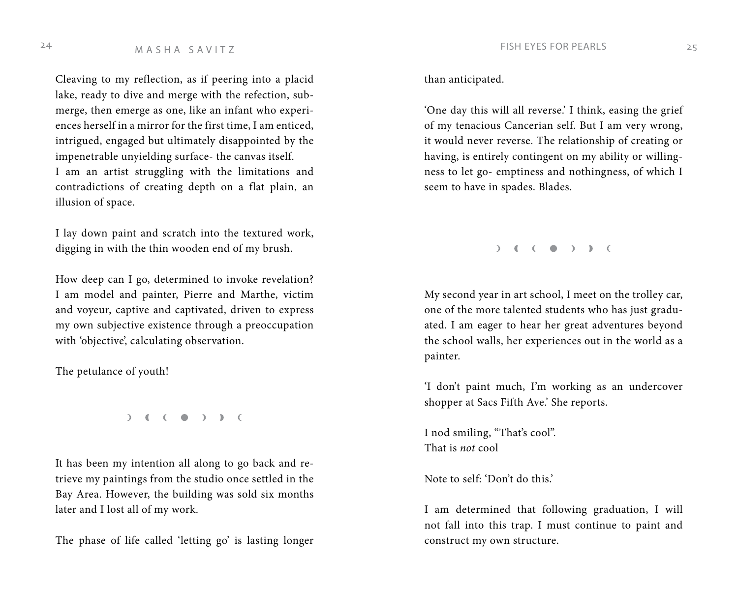Cleaving to my reflection, as if peering into a placid lake, ready to dive and merge with the refection, submerge, then emerge as one, like an infant who experiences herself in a mirror for the first time, I am enticed, intrigued, engaged but ultimately disappointed by the impenetrable unyielding surface- the canvas itself.
I am an artist struggling with the limitations and contradictions of creating depth on a flat plain, an illusion of space.

I lay down paint and scratch into the textured work, digging in with the thin wooden end of my brush.

How deep can I go, determined to invoke revelation? I am model and painter, Pierre and Marthe, victim and voyeur, captive and captivated, driven to express my own subjective existence through a preoccupation with 'objective', calculating observation.

The petulance of youth!

☽ ◖ ☾ ● ☽ ◗ ☾

It has been my intention all along to go back and retrieve my paintings from the studio once settled in the Bay Area. However, the building was sold six months later and I lost all of my work.

The phase of life called 'letting go' is lasting longer than anticipated.

'One day this will all reverse.' I think, easing the grief of my tenacious Cancerian self. But I am very wrong, it would never reverse. The relationship of creating or having, is entirely contingent on my ability or willingness to let go- emptiness and nothingness, of which I seem to have in spades. Blades.

☽ ◖ ☾ ● ☽ ◗ ☾

My second year in art school, I meet on the trolley car, one of the more talented students who has just graduated. I am eager to hear her great adventures beyond the school walls, her experiences out in the world as a painter.

'I don't paint much, I'm working as an undercover shopper at Sacs Fifth Ave.' She reports.

I nod smiling, "That's cool".
That is *not* cool

Note to self: 'Don't do this.'

I am determined that following graduation, I will not fall into this trap. I must continue to paint and construct my own structure.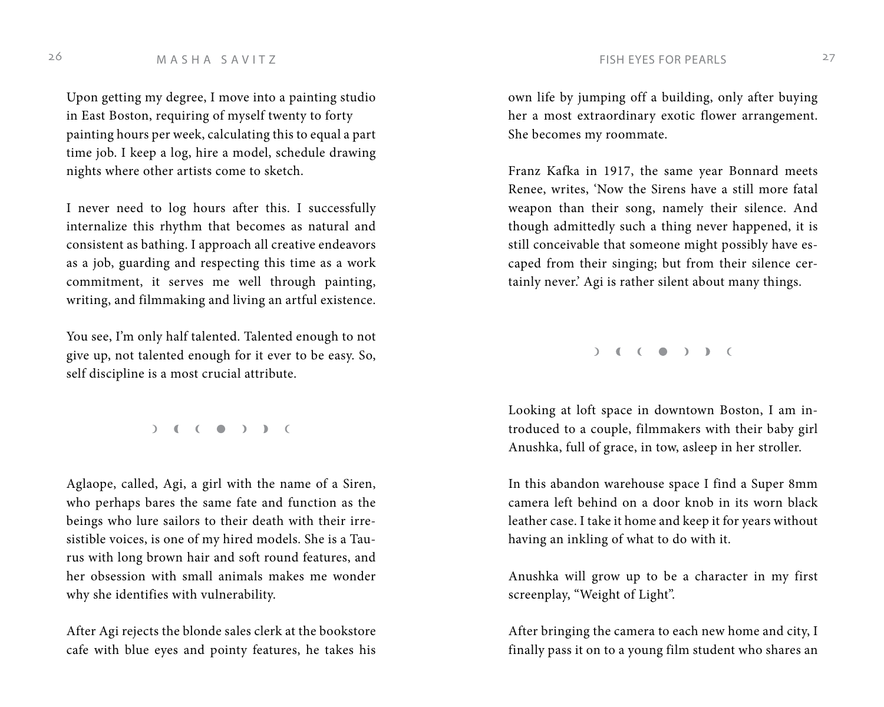Upon getting my degree, I move into a painting studio in East Boston, requiring of myself twenty to forty painting hours per week, calculating this to equal a part time job. I keep a log, hire a model, schedule drawing nights where other artists come to sketch.

I never need to log hours after this. I successfully internalize this rhythm that becomes as natural and consistent as bathing. I approach all creative endeavors as a job, guarding and respecting this time as a work commitment, it serves me well through painting, writing, and filmmaking and living an artful existence.

You see, I'm only half talented. Talented enough to not give up, not talented enough for it ever to be easy. So, self discipline is a most crucial attribute.

☽ ◖ ☾ ● ☽ ◗ ☾

Aglaope, called, Agi, a girl with the name of a Siren, who perhaps bares the same fate and function as the beings who lure sailors to their death with their irresistible voices, is one of my hired models. She is a Taurus with long brown hair and soft round features, and her obsession with small animals makes me wonder why she identifies with vulnerability.

After Agi rejects the blonde sales clerk at the bookstore cafe with blue eyes and pointy features, he takes his own life by jumping off a building, only after buying her a most extraordinary exotic flower arrangement. She becomes my roommate.

Franz Kafka in 1917, the same year Bonnard meets Renee, writes, 'Now the Sirens have a still more fatal weapon than their song, namely their silence. And though admittedly such a thing never happened, it is still conceivable that someone might possibly have escaped from their singing; but from their silence certainly never.' Agi is rather silent about many things.

☽ ◖ ☾ ● ☽ ◗ ☾

Looking at loft space in downtown Boston, I am introduced to a couple, filmmakers with their baby girl Anushka, full of grace, in tow, asleep in her stroller.

In this abandon warehouse space I find a Super 8mm camera left behind on a door knob in its worn black leather case. I take it home and keep it for years without having an inkling of what to do with it.

Anushka will grow up to be a character in my first screenplay, "Weight of Light".

After bringing the camera to each new home and city, I finally pass it on to a young film student who shares an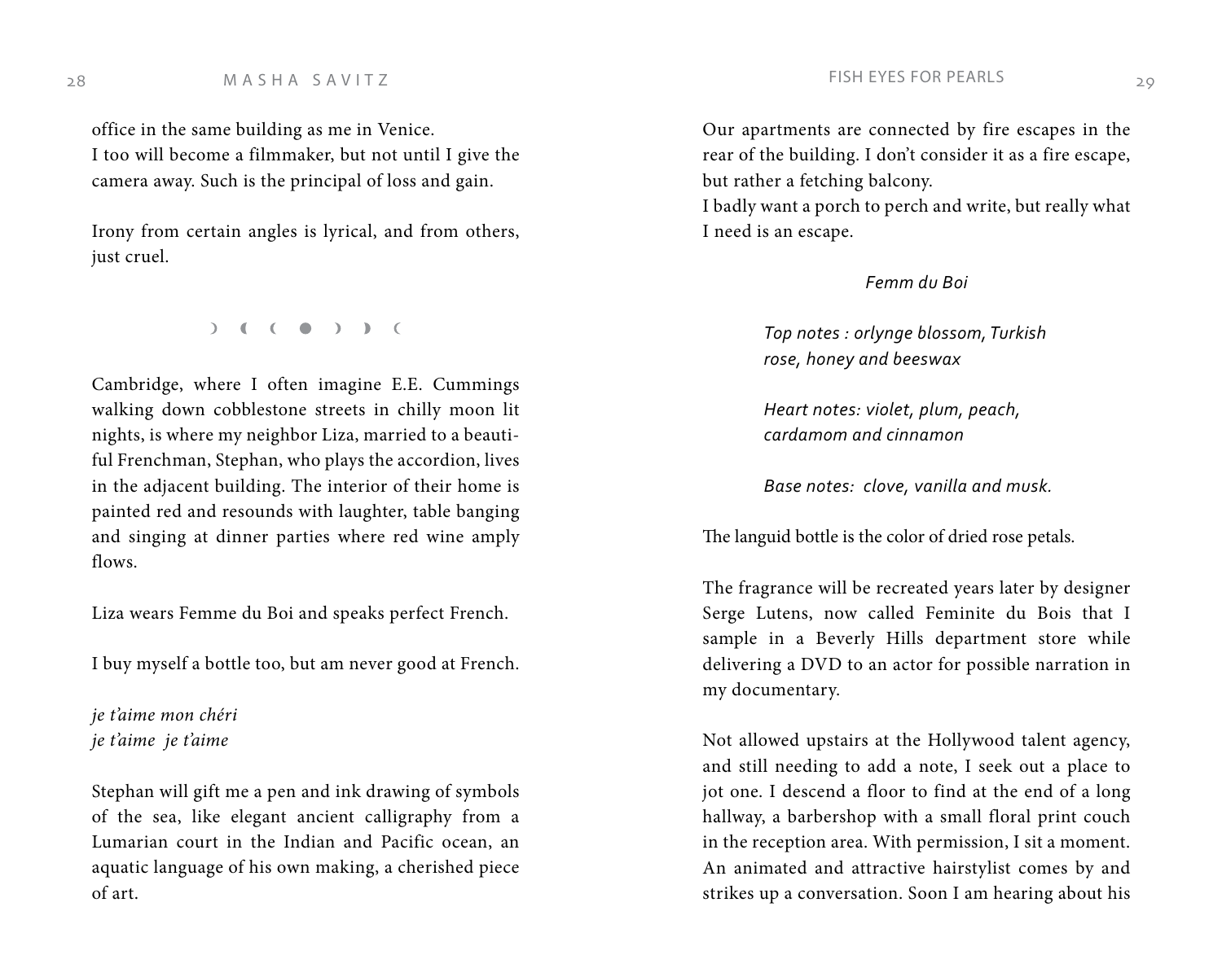office in the same building as me in Venice.
I too will become a filmmaker, but not until I give the camera away. Such is the principal of loss and gain.

Irony from certain angles is lyrical, and from others, just cruel.

☽ ◖ ☾ ● ☽ ◗ ☾

Cambridge, where I often imagine E.E. Cummings walking down cobblestone streets in chilly moon lit nights, is where my neighbor Liza, married to a beautiful Frenchman, Stephan, who plays the accordion, lives in the adjacent building. The interior of their home is painted red and resounds with laughter, table banging and singing at dinner parties where red wine amply flows.

Liza wears Femme du Boi and speaks perfect French.

I buy myself a bottle too, but am never good at French.

*je t'aime mon chéri*
*je t'aime je t'aime*

Stephan will gift me a pen and ink drawing of symbols of the sea, like elegant ancient calligraphy from a Lumarian court in the Indian and Pacific ocean, an aquatic language of his own making, a cherished piece of art.

Our apartments are connected by fire escapes in the rear of the building. I don't consider it as a fire escape, but rather a fetching balcony.
I badly want a porch to perch and write, but really what I need is an escape.

*Femm du Boi*

*Top notes : orlynge blossom, Turkish rose, honey and beeswax*

*Heart notes: violet, plum, peach, cardamom and cinnamon*

*Base notes: clove, vanilla and musk.*

The languid bottle is the color of dried rose petals.

The fragrance will be recreated years later by designer Serge Lutens, now called Feminite du Bois that I sample in a Beverly Hills department store while delivering a DVD to an actor for possible narration in my documentary.

Not allowed upstairs at the Hollywood talent agency, and still needing to add a note, I seek out a place to jot one. I descend a floor to find at the end of a long hallway, a barbershop with a small floral print couch in the reception area. With permission, I sit a moment. An animated and attractive hairstylist comes by and strikes up a conversation. Soon I am hearing about his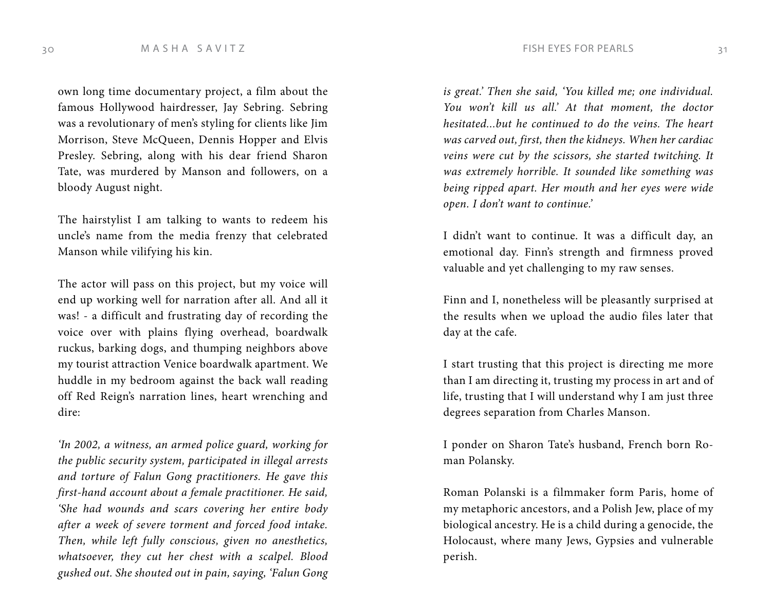own long time documentary project, a film about the famous Hollywood hairdresser, Jay Sebring. Sebring was a revolutionary of men's styling for clients like Jim Morrison, Steve McQueen, Dennis Hopper and Elvis Presley. Sebring, along with his dear friend Sharon Tate, was murdered by Manson and followers, on a bloody August night.

The hairstylist I am talking to wants to redeem his uncle's name from the media frenzy that celebrated Manson while vilifying his kin.

The actor will pass on this project, but my voice will end up working well for narration after all. And all it was! - a difficult and frustrating day of recording the voice over with plains flying overhead, boardwalk ruckus, barking dogs, and thumping neighbors above my tourist attraction Venice boardwalk apartment. We huddle in my bedroom against the back wall reading off Red Reign's narration lines, heart wrenching and dire:

*'In 2002, a witness, an armed police guard, working for the public security system, participated in illegal arrests and torture of Falun Gong practitioners. He gave this first-hand account about a female practitioner. He said, 'She had wounds and scars covering her entire body after a week of severe torment and forced food intake. Then, while left fully conscious, given no anesthetics, whatsoever, they cut her chest with a scalpel. Blood gushed out. She shouted out in pain, saying, 'Falun Gong is great.' Then she said, 'You killed me; one individual. You won't kill us all.' At that moment, the doctor hesitated...but he continued to do the veins. The heart was carved out, first, then the kidneys. When her cardiac veins were cut by the scissors, she started twitching. It was extremely horrible. It sounded like something was being ripped apart. Her mouth and her eyes were wide open. I don't want to continue.'*

I didn't want to continue. It was a difficult day, an emotional day. Finn's strength and firmness proved valuable and yet challenging to my raw senses.

Finn and I, nonetheless will be pleasantly surprised at the results when we upload the audio files later that day at the cafe.

I start trusting that this project is directing me more than I am directing it, trusting my process in art and of life, trusting that I will understand why I am just three degrees separation from Charles Manson.

I ponder on Sharon Tate's husband, French born Roman Polansky.

Roman Polanski is a filmmaker form Paris, home of my metaphoric ancestors, and a Polish Jew, place of my biological ancestry. He is a child during a genocide, the Holocaust, where many Jews, Gypsies and vulnerable perish.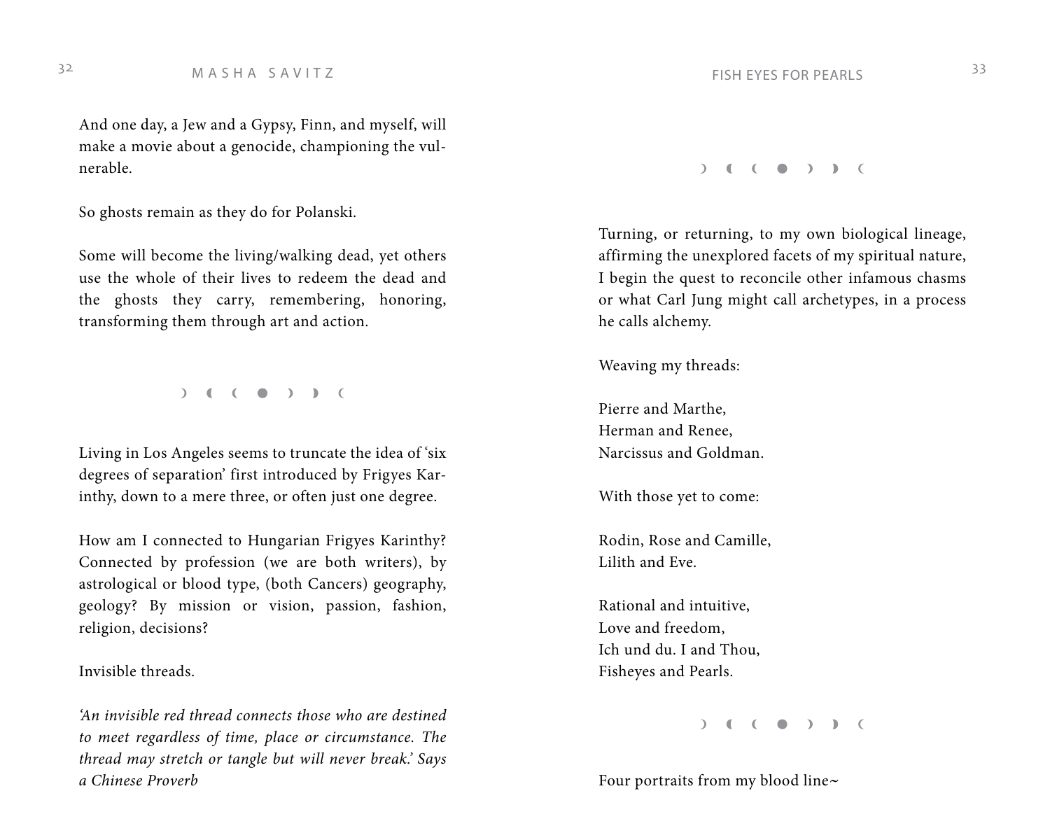And one day, a Jew and a Gypsy, Finn, and myself, will make a movie about a genocide, championing the vulnerable.

So ghosts remain as they do for Polanski.

Some will become the living/walking dead, yet others use the whole of their lives to redeem the dead and the ghosts they carry, remembering, honoring, transforming them through art and action.

☽ ◖ ☾ ● ☽ ◗ ☾

Living in Los Angeles seems to truncate the idea of 'six degrees of separation' first introduced by Frigyes Karinthy, down to a mere three, or often just one degree.

How am I connected to Hungarian Frigyes Karinthy? Connected by profession (we are both writers), by astrological or blood type, (both Cancers) geography, geology? By mission or vision, passion, fashion, religion, decisions?

Invisible threads.

*'An invisible red thread connects those who are destined to meet regardless of time, place or circumstance. The thread may stretch or tangle but will never break.' Says a Chinese Proverb*

☽ ◖ ☾ ● ☽ ◗ ☾

Turning, or returning, to my own biological lineage, affirming the unexplored facets of my spiritual nature, I begin the quest to reconcile other infamous chasms or what Carl Jung might call archetypes, in a process he calls alchemy.

Weaving my threads:

Pierre and Marthe,
Herman and Renee,
Narcissus and Goldman.

With those yet to come:

Rodin, Rose and Camille,
Lilith and Eve.

Rational and intuitive,
Love and freedom,
Ich und du. I and Thou,
Fisheyes and Pearls.

☽ ◖ ☾ ● ☽ ◗ ☾

Four portraits from my blood line~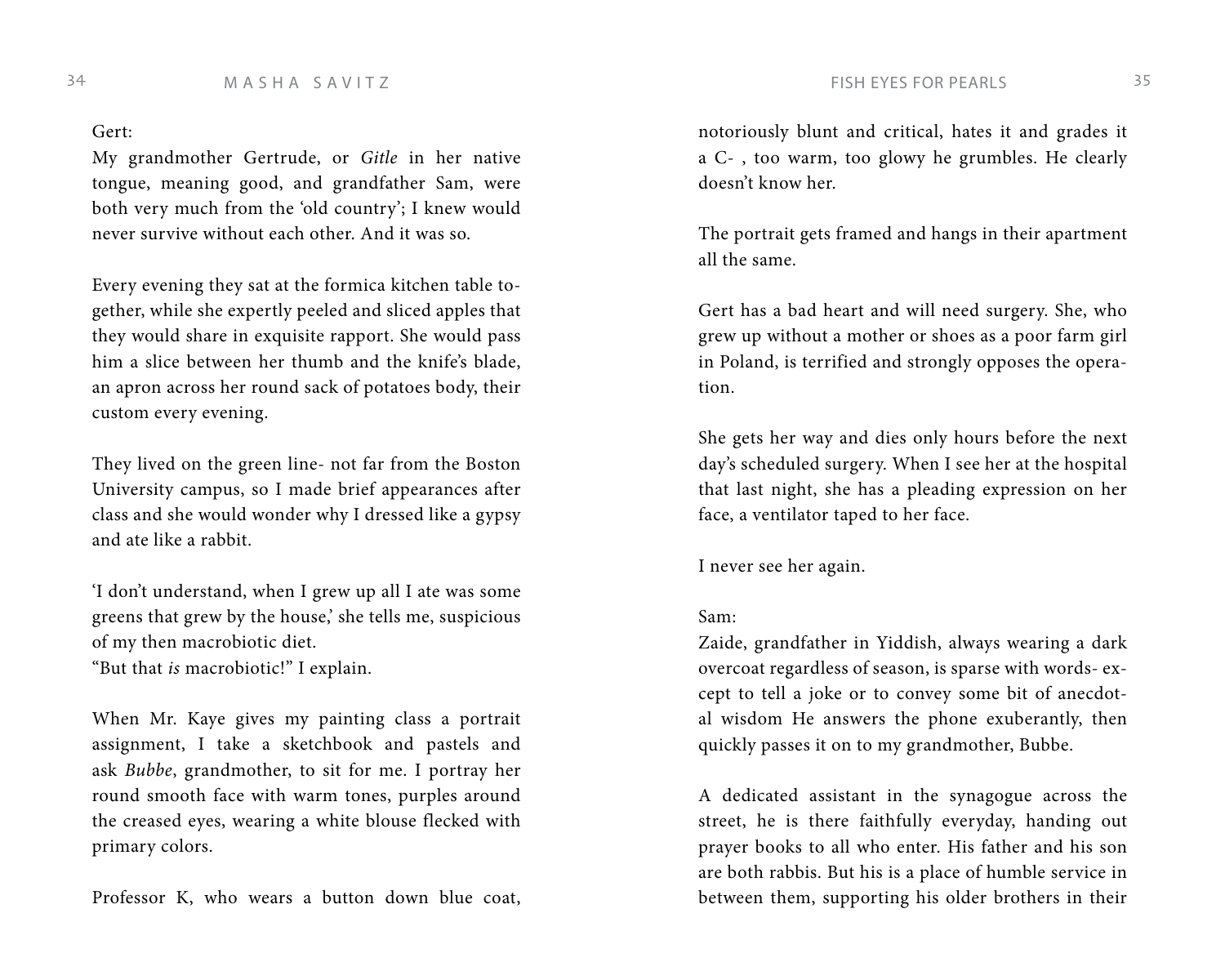Gert:
My grandmother Gertrude, or *Gitle* in her native tongue, meaning good, and grandfather Sam, were both very much from the 'old country'; I knew would never survive without each other. And it was so.

Every evening they sat at the formica kitchen table together, while she expertly peeled and sliced apples that they would share in exquisite rapport. She would pass him a slice between her thumb and the knife's blade, an apron across her round sack of potatoes body, their custom every evening.

They lived on the green line- not far from the Boston University campus, so I made brief appearances after class and she would wonder why I dressed like a gypsy and ate like a rabbit.

'I don't understand, when I grew up all I ate was some greens that grew by the house,' she tells me, suspicious of my then macrobiotic diet.
"But that *is* macrobiotic!" I explain.

When Mr. Kaye gives my painting class a portrait assignment, I take a sketchbook and pastels and ask *Bubbe*, grandmother, to sit for me. I portray her round smooth face with warm tones, purples around the creased eyes, wearing a white blouse flecked with primary colors.

Professor K, who wears a button down blue coat, notoriously blunt and critical, hates it and grades it a C- , too warm, too glowy he grumbles. He clearly doesn't know her.

The portrait gets framed and hangs in their apartment all the same.

Gert has a bad heart and will need surgery. She, who grew up without a mother or shoes as a poor farm girl in Poland, is terrified and strongly opposes the operation.

She gets her way and dies only hours before the next day's scheduled surgery. When I see her at the hospital that last night, she has a pleading expression on her face, a ventilator taped to her face.

I never see her again.

Sam:
Zaide, grandfather in Yiddish, always wearing a dark overcoat regardless of season, is sparse with words- except to tell a joke or to convey some bit of anecdotal wisdom He answers the phone exuberantly, then quickly passes it on to my grandmother, Bubbe.

A dedicated assistant in the synagogue across the street, he is there faithfully everyday, handing out prayer books to all who enter. His father and his son are both rabbis. But his is a place of humble service in between them, supporting his older brothers in their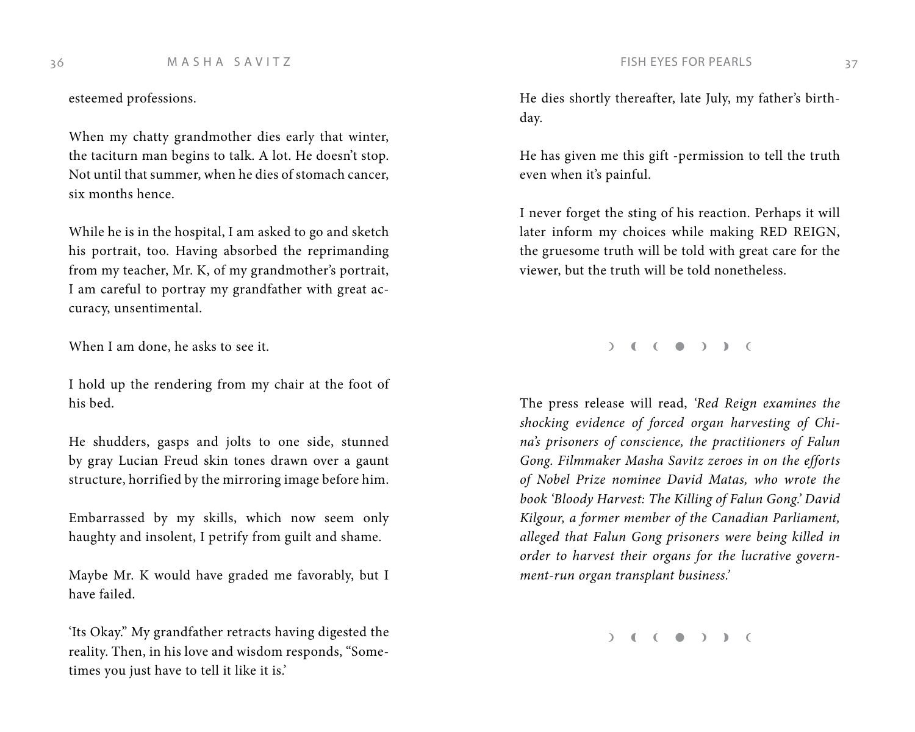esteemed professions.

When my chatty grandmother dies early that winter, the taciturn man begins to talk. A lot. He doesn't stop. Not until that summer, when he dies of stomach cancer, six months hence.

While he is in the hospital, I am asked to go and sketch his portrait, too. Having absorbed the reprimanding from my teacher, Mr. K, of my grandmother's portrait, I am careful to portray my grandfather with great accuracy, unsentimental.

When I am done, he asks to see it.

I hold up the rendering from my chair at the foot of his bed.

He shudders, gasps and jolts to one side, stunned by gray Lucian Freud skin tones drawn over a gaunt structure, horrified by the mirroring image before him.

Embarrassed by my skills, which now seem only haughty and insolent, I petrify from guilt and shame.

Maybe Mr. K would have graded me favorably, but I have failed.

'Its Okay." My grandfather retracts having digested the reality. Then, in his love and wisdom responds, "Sometimes you just have to tell it like it is.'

He dies shortly thereafter, late July, my father's birthday.

He has given me this gift -permission to tell the truth even when it's painful.

I never forget the sting of his reaction. Perhaps it will later inform my choices while making RED REIGN, the gruesome truth will be told with great care for the viewer, but the truth will be told nonetheless.

☽ ◖ ( ● ) ◗ (

The press release will read, *'Red Reign examines the shocking evidence of forced organ harvesting of China's prisoners of conscience, the practitioners of Falun Gong. Filmmaker Masha Savitz zeroes in on the efforts of Nobel Prize nominee David Matas, who wrote the book 'Bloody Harvest: The Killing of Falun Gong.' David Kilgour, a former member of the Canadian Parliament, alleged that Falun Gong prisoners were being killed in order to harvest their organs for the lucrative government-run organ transplant business.'*

☽ ◖ ( ● ) ◗ (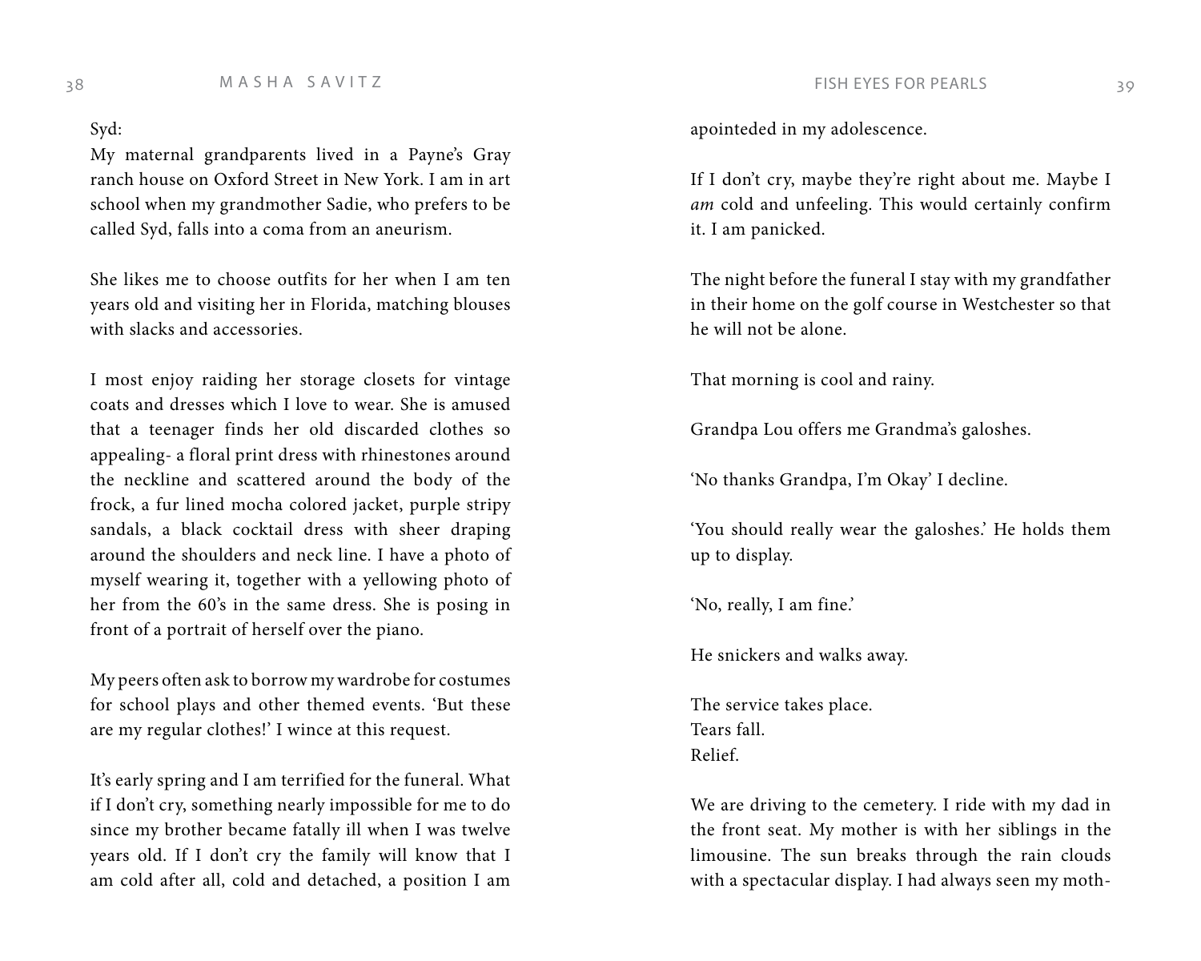Syd:

My maternal grandparents lived in a Payne's Gray ranch house on Oxford Street in New York. I am in art school when my grandmother Sadie, who prefers to be called Syd, falls into a coma from an aneurism.

She likes me to choose outfits for her when I am ten years old and visiting her in Florida, matching blouses with slacks and accessories.

I most enjoy raiding her storage closets for vintage coats and dresses which I love to wear. She is amused that a teenager finds her old discarded clothes so appealing- a floral print dress with rhinestones around the neckline and scattered around the body of the frock, a fur lined mocha colored jacket, purple stripy sandals, a black cocktail dress with sheer draping around the shoulders and neck line. I have a photo of myself wearing it, together with a yellowing photo of her from the 60's in the same dress. She is posing in front of a portrait of herself over the piano.

My peers often ask to borrow my wardrobe for costumes for school plays and other themed events. 'But these are my regular clothes!' I wince at this request.

It's early spring and I am terrified for the funeral. What if I don't cry, something nearly impossible for me to do since my brother became fatally ill when I was twelve years old. If I don't cry the family will know that I am cold after all, cold and detached, a position I am apointeded in my adolescence.

If I don't cry, maybe they're right about me. Maybe I *am* cold and unfeeling. This would certainly confirm it. I am panicked.

The night before the funeral I stay with my grandfather in their home on the golf course in Westchester so that he will not be alone.

That morning is cool and rainy.

Grandpa Lou offers me Grandma's galoshes.

'No thanks Grandpa, I'm Okay' I decline.

'You should really wear the galoshes.' He holds them up to display.

'No, really, I am fine.'

He snickers and walks away.

The service takes place.
Tears fall.
Relief.

We are driving to the cemetery. I ride with my dad in the front seat. My mother is with her siblings in the limousine. The sun breaks through the rain clouds with a spectacular display. I had always seen my moth-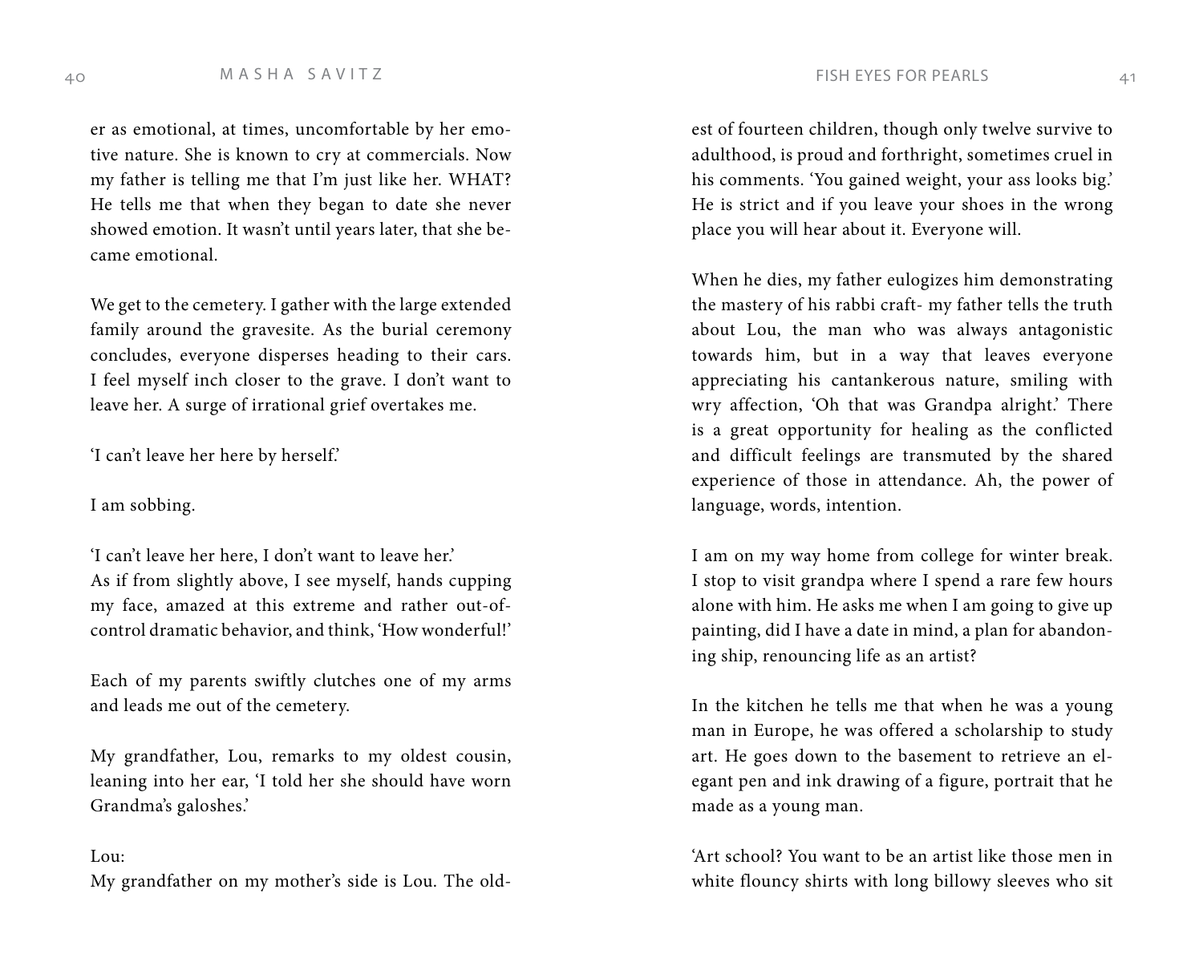er as emotional, at times, uncomfortable by her emotive nature. She is known to cry at commercials. Now my father is telling me that I'm just like her. WHAT? He tells me that when they began to date she never showed emotion. It wasn't until years later, that she became emotional.

We get to the cemetery. I gather with the large extended family around the gravesite. As the burial ceremony concludes, everyone disperses heading to their cars. I feel myself inch closer to the grave. I don't want to leave her. A surge of irrational grief overtakes me.

'I can't leave her here by herself.'

I am sobbing.

'I can't leave her here, I don't want to leave her.'
As if from slightly above, I see myself, hands cupping my face, amazed at this extreme and rather out-of-control dramatic behavior, and think, 'How wonderful!'

Each of my parents swiftly clutches one of my arms and leads me out of the cemetery.

My grandfather, Lou, remarks to my oldest cousin, leaning into her ear, 'I told her she should have worn Grandma's galoshes.'

Lou:
My grandfather on my mother's side is Lou. The oldest of fourteen children, though only twelve survive to adulthood, is proud and forthright, sometimes cruel in his comments. 'You gained weight, your ass looks big.' He is strict and if you leave your shoes in the wrong place you will hear about it. Everyone will.

When he dies, my father eulogizes him demonstrating the mastery of his rabbi craft- my father tells the truth about Lou, the man who was always antagonistic towards him, but in a way that leaves everyone appreciating his cantankerous nature, smiling with wry affection, 'Oh that was Grandpa alright.' There is a great opportunity for healing as the conflicted and difficult feelings are transmuted by the shared experience of those in attendance. Ah, the power of language, words, intention.

I am on my way home from college for winter break. I stop to visit grandpa where I spend a rare few hours alone with him. He asks me when I am going to give up painting, did I have a date in mind, a plan for abandoning ship, renouncing life as an artist?

In the kitchen he tells me that when he was a young man in Europe, he was offered a scholarship to study art. He goes down to the basement to retrieve an elegant pen and ink drawing of a figure, portrait that he made as a young man.

'Art school? You want to be an artist like those men in white flouncy shirts with long billowy sleeves who sit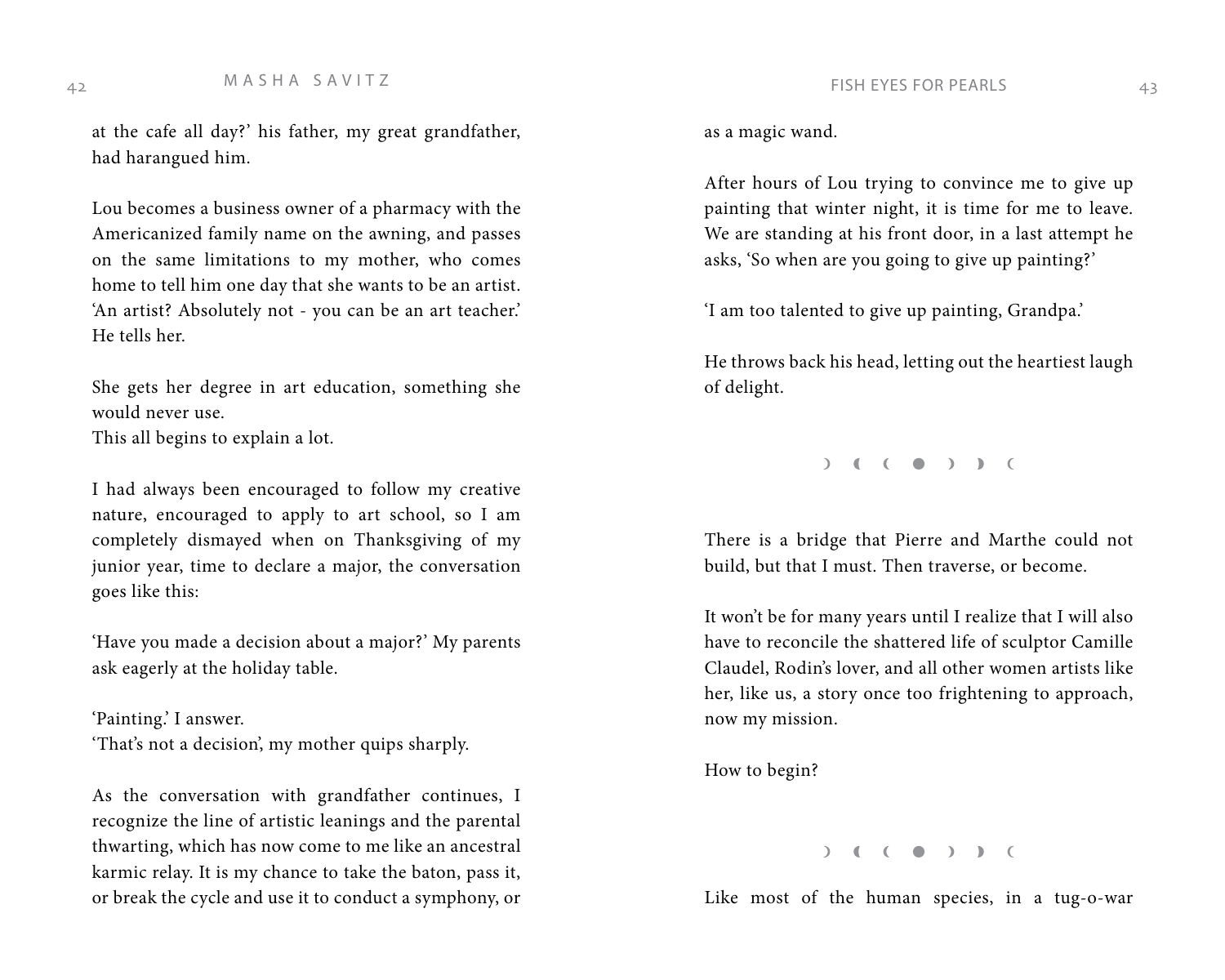at the cafe all day?' his father, my great grandfather, had harangued him.

Lou becomes a business owner of a pharmacy with the Americanized family name on the awning, and passes on the same limitations to my mother, who comes home to tell him one day that she wants to be an artist. 'An artist? Absolutely not - you can be an art teacher.' He tells her.

She gets her degree in art education, something she would never use.
This all begins to explain a lot.

I had always been encouraged to follow my creative nature, encouraged to apply to art school, so I am completely dismayed when on Thanksgiving of my junior year, time to declare a major, the conversation goes like this:

'Have you made a decision about a major?' My parents ask eagerly at the holiday table.

'Painting.' I answer.
'That's not a decision', my mother quips sharply.

As the conversation with grandfather continues, I recognize the line of artistic leanings and the parental thwarting, which has now come to me like an ancestral karmic relay. It is my chance to take the baton, pass it, or break the cycle and use it to conduct a symphony, or as a magic wand.

After hours of Lou trying to convince me to give up painting that winter night, it is time for me to leave. We are standing at his front door, in a last attempt he asks, 'So when are you going to give up painting?'

'I am too talented to give up painting, Grandpa.'

He throws back his head, letting out the heartiest laugh of delight.

☽ ◖ ☾ ● ☽ ◗ ☾

There is a bridge that Pierre and Marthe could not build, but that I must. Then traverse, or become.

It won't be for many years until I realize that I will also have to reconcile the shattered life of sculptor Camille Claudel, Rodin's lover, and all other women artists like her, like us, a story once too frightening to approach, now my mission.

How to begin?

☽ ◖ ☾ ● ☽ ◗ ☾

Like most of the human species, in a tug-o-war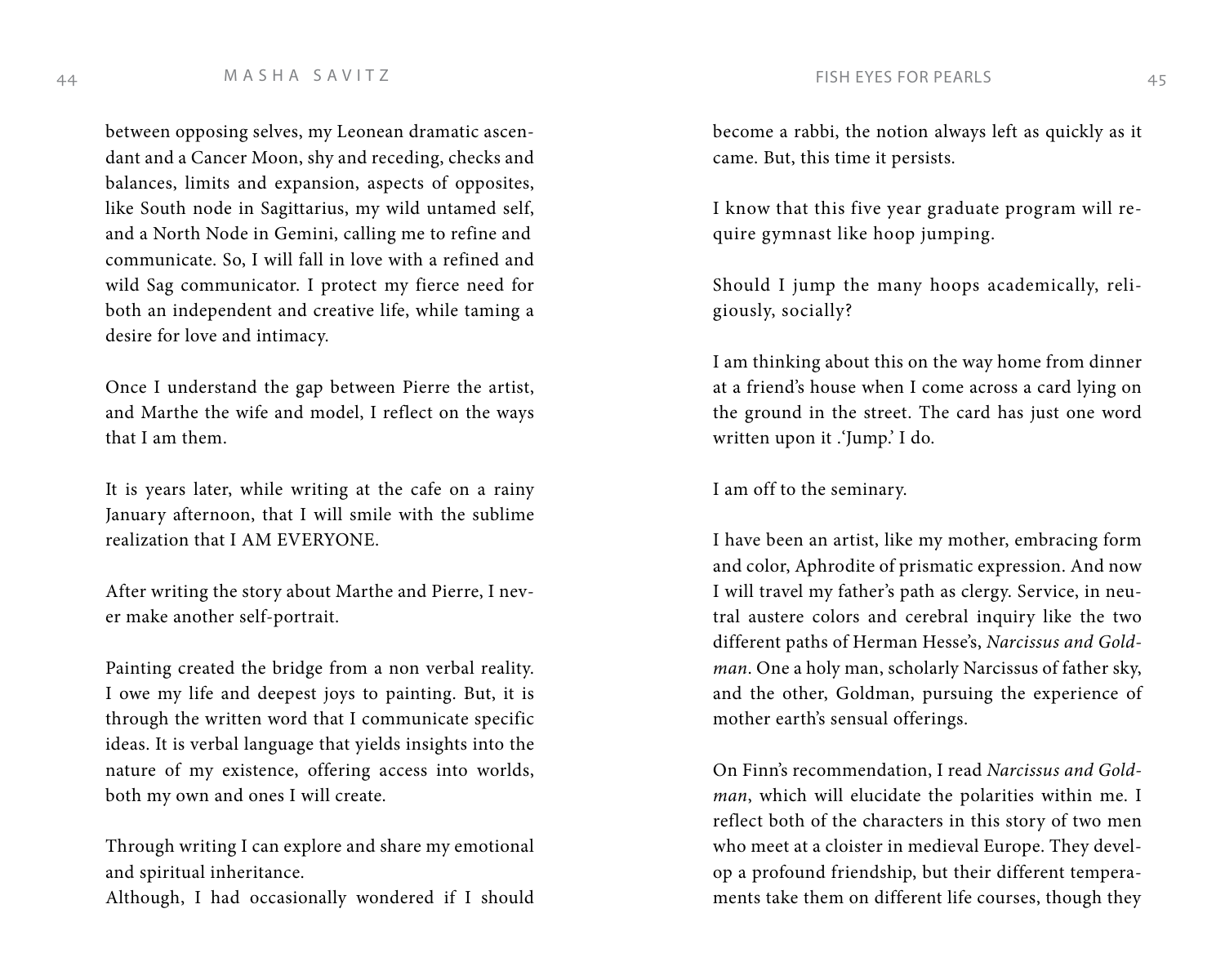between opposing selves, my Leonean dramatic ascendant and a Cancer Moon, shy and receding, checks and balances, limits and expansion, aspects of opposites, like South node in Sagittarius, my wild untamed self, and a North Node in Gemini, calling me to refine and communicate. So, I will fall in love with a refined and wild Sag communicator. I protect my fierce need for both an independent and creative life, while taming a desire for love and intimacy.

Once I understand the gap between Pierre the artist, and Marthe the wife and model, I reflect on the ways that I am them.

It is years later, while writing at the cafe on a rainy January afternoon, that I will smile with the sublime realization that I AM EVERYONE.

After writing the story about Marthe and Pierre, I never make another self-portrait.

Painting created the bridge from a non verbal reality. I owe my life and deepest joys to painting. But, it is through the written word that I communicate specific ideas. It is verbal language that yields insights into the nature of my existence, offering access into worlds, both my own and ones I will create.

Through writing I can explore and share my emotional and spiritual inheritance.
Although, I had occasionally wondered if I should become a rabbi, the notion always left as quickly as it came. But, this time it persists.

I know that this five year graduate program will require gymnast like hoop jumping.

Should I jump the many hoops academically, religiously, socially?

I am thinking about this on the way home from dinner at a friend's house when I come across a card lying on the ground in the street. The card has just one word written upon it .'Jump.' I do.

I am off to the seminary.

I have been an artist, like my mother, embracing form and color, Aphrodite of prismatic expression. And now I will travel my father's path as clergy. Service, in neutral austere colors and cerebral inquiry like the two different paths of Herman Hesse's, *Narcissus and Goldman*. One a holy man, scholarly Narcissus of father sky, and the other, Goldman, pursuing the experience of mother earth's sensual offerings.

On Finn's recommendation, I read *Narcissus and Goldman*, which will elucidate the polarities within me. I reflect both of the characters in this story of two men who meet at a cloister in medieval Europe. They develop a profound friendship, but their different temperaments take them on different life courses, though they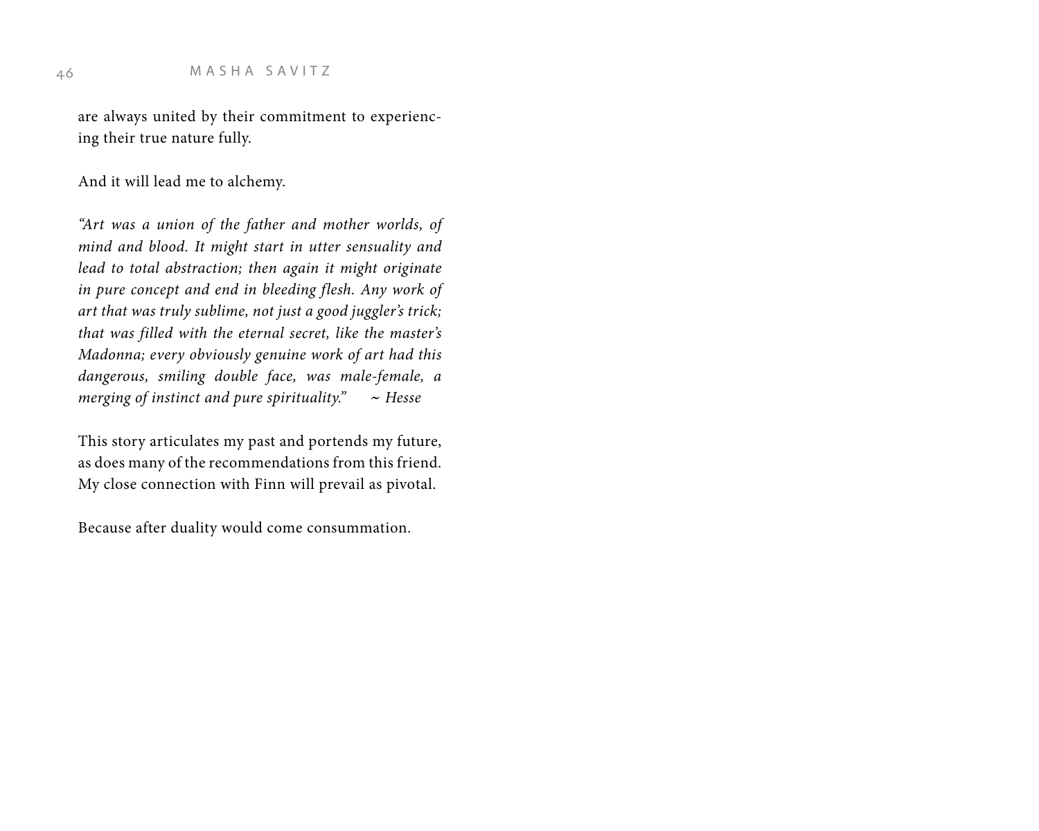are always united by their commitment to experiencing their true nature fully.

And it will lead me to alchemy.

*"Art was a union of the father and mother worlds, of mind and blood. It might start in utter sensuality and lead to total abstraction; then again it might originate in pure concept and end in bleeding flesh. Any work of art that was truly sublime, not just a good juggler's trick; that was filled with the eternal secret, like the master's Madonna; every obviously genuine work of art had this dangerous, smiling double face, was male-female, a merging of instinct and pure spirituality."* *~ Hesse*

This story articulates my past and portends my future, as does many of the recommendations from this friend. My close connection with Finn will prevail as pivotal.

Because after duality would come consummation.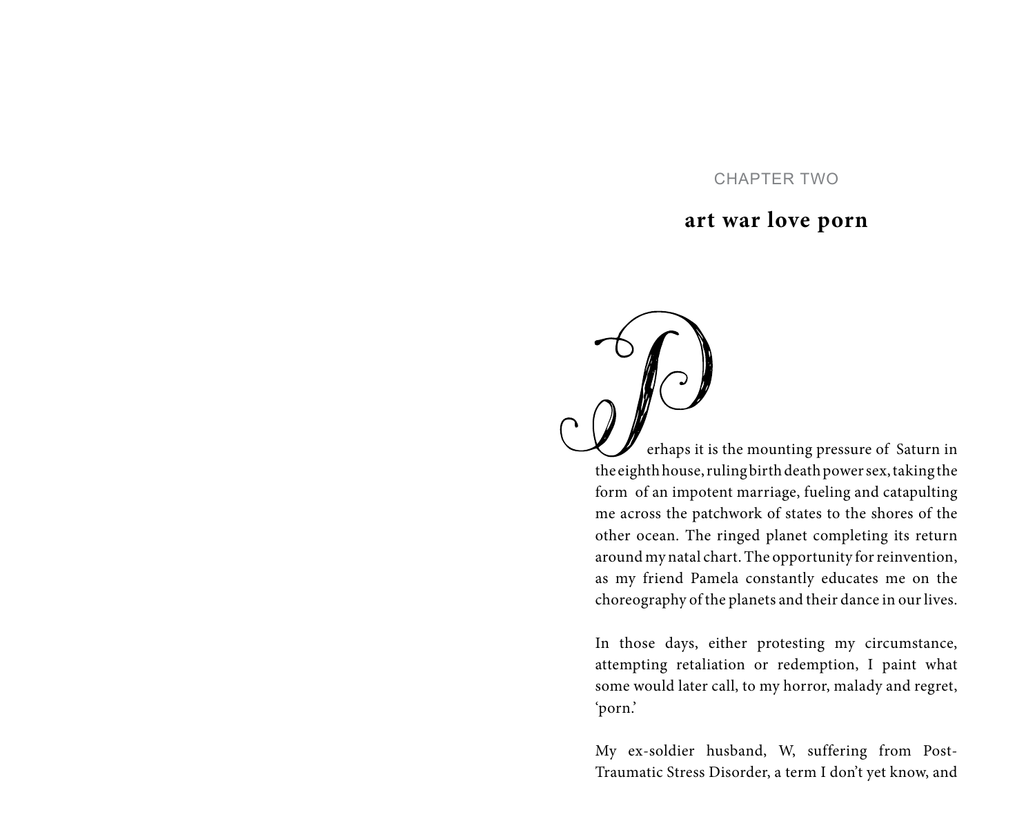CHAPTER TWO

## art war love porn

Perhaps it is the mounting pressure of Saturn in the eighth house, ruling birth death power sex, taking the form of an impotent marriage, fueling and catapulting me across the patchwork of states to the shores of the other ocean. The ringed planet completing its return around my natal chart. The opportunity for reinvention, as my friend Pamela constantly educates me on the choreography of the planets and their dance in our lives.

In those days, either protesting my circumstance, attempting retaliation or redemption, I paint what some would later call, to my horror, malady and regret, 'porn.'

My ex-soldier husband, W, suffering from Post-Traumatic Stress Disorder, a term I don't yet know, and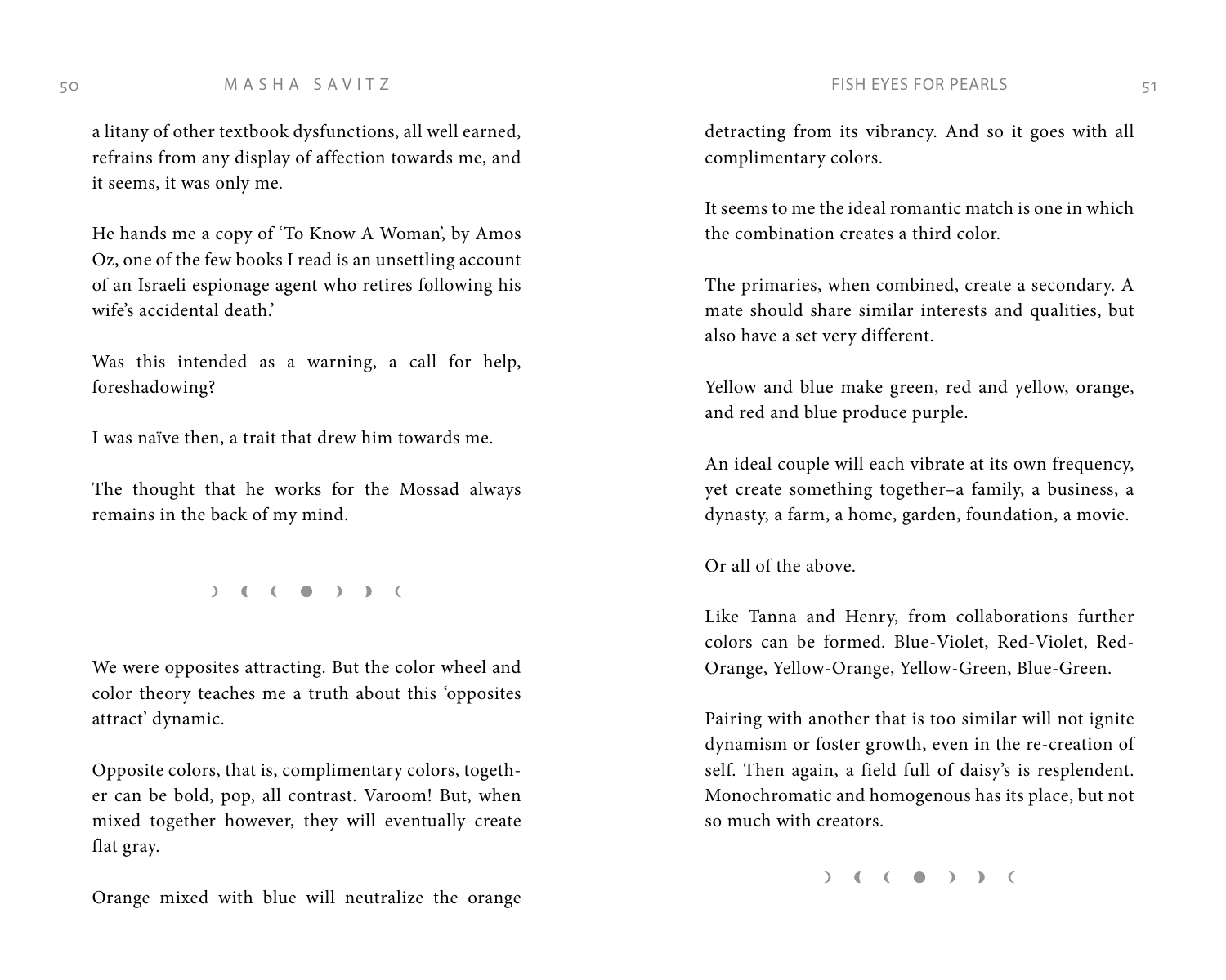a litany of other textbook dysfunctions, all well earned, refrains from any display of affection towards me, and it seems, it was only me.

He hands me a copy of 'To Know A Woman', by Amos Oz, one of the few books I read is an unsettling account of an Israeli espionage agent who retires following his wife's accidental death.'

Was this intended as a warning, a call for help, foreshadowing?

I was naïve then, a trait that drew him towards me.

The thought that he works for the Mossad always remains in the back of my mind.

☽ ◖ ☾ ● ☽ ◗ ☾

We were opposites attracting. But the color wheel and color theory teaches me a truth about this 'opposites attract' dynamic.

Opposite colors, that is, complimentary colors, together can be bold, pop, all contrast. Varoom! But, when mixed together however, they will eventually create flat gray.

Orange mixed with blue will neutralize the orange detracting from its vibrancy. And so it goes with all complimentary colors.

It seems to me the ideal romantic match is one in which the combination creates a third color.

The primaries, when combined, create a secondary. A mate should share similar interests and qualities, but also have a set very different.

Yellow and blue make green, red and yellow, orange, and red and blue produce purple.

An ideal couple will each vibrate at its own frequency, yet create something together–a family, a business, a dynasty, a farm, a home, garden, foundation, a movie.

Or all of the above.

Like Tanna and Henry, from collaborations further colors can be formed. Blue-Violet, Red-Violet, Red-Orange, Yellow-Orange, Yellow-Green, Blue-Green.

Pairing with another that is too similar will not ignite dynamism or foster growth, even in the re-creation of self. Then again, a field full of daisy's is resplendent. Monochromatic and homogenous has its place, but not so much with creators.

☽ ◖ ☾ ● ☽ ◗ ☾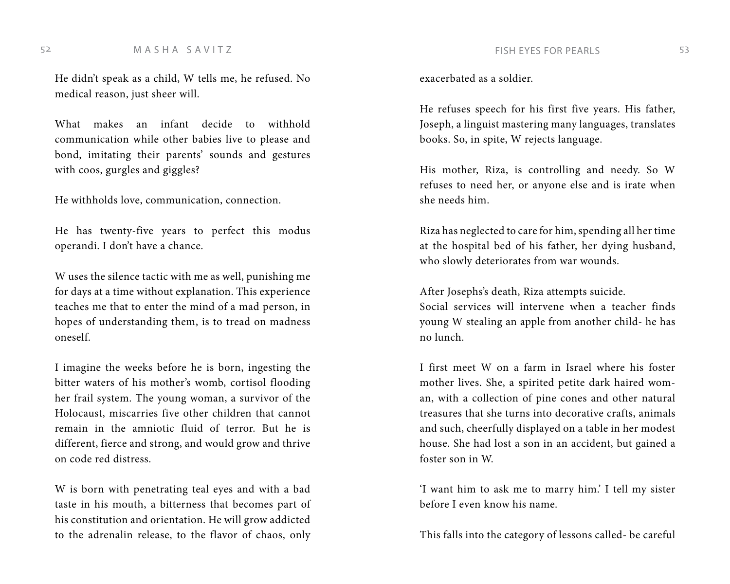He didn't speak as a child, W tells me, he refused. No medical reason, just sheer will.

What makes an infant decide to withhold communication while other babies live to please and bond, imitating their parents' sounds and gestures with coos, gurgles and giggles?

He withholds love, communication, connection.

He has twenty-five years to perfect this modus operandi. I don't have a chance.

W uses the silence tactic with me as well, punishing me for days at a time without explanation. This experience teaches me that to enter the mind of a mad person, in hopes of understanding them, is to tread on madness oneself.

I imagine the weeks before he is born, ingesting the bitter waters of his mother's womb, cortisol flooding her frail system. The young woman, a survivor of the Holocaust, miscarries five other children that cannot remain in the amniotic fluid of terror. But he is different, fierce and strong, and would grow and thrive on code red distress.

W is born with penetrating teal eyes and with a bad taste in his mouth, a bitterness that becomes part of his constitution and orientation. He will grow addicted to the adrenalin release, to the flavor of chaos, only exacerbated as a soldier.

He refuses speech for his first five years. His father, Joseph, a linguist mastering many languages, translates books. So, in spite, W rejects language.

His mother, Riza, is controlling and needy. So W refuses to need her, or anyone else and is irate when she needs him.

Riza has neglected to care for him, spending all her time at the hospital bed of his father, her dying husband, who slowly deteriorates from war wounds.

After Josephs's death, Riza attempts suicide.
Social services will intervene when a teacher finds young W stealing an apple from another child- he has no lunch.

I first meet W on a farm in Israel where his foster mother lives. She, a spirited petite dark haired woman, with a collection of pine cones and other natural treasures that she turns into decorative crafts, animals and such, cheerfully displayed on a table in her modest house. She had lost a son in an accident, but gained a foster son in W.

'I want him to ask me to marry him.' I tell my sister before I even know his name.

This falls into the category of lessons called- be careful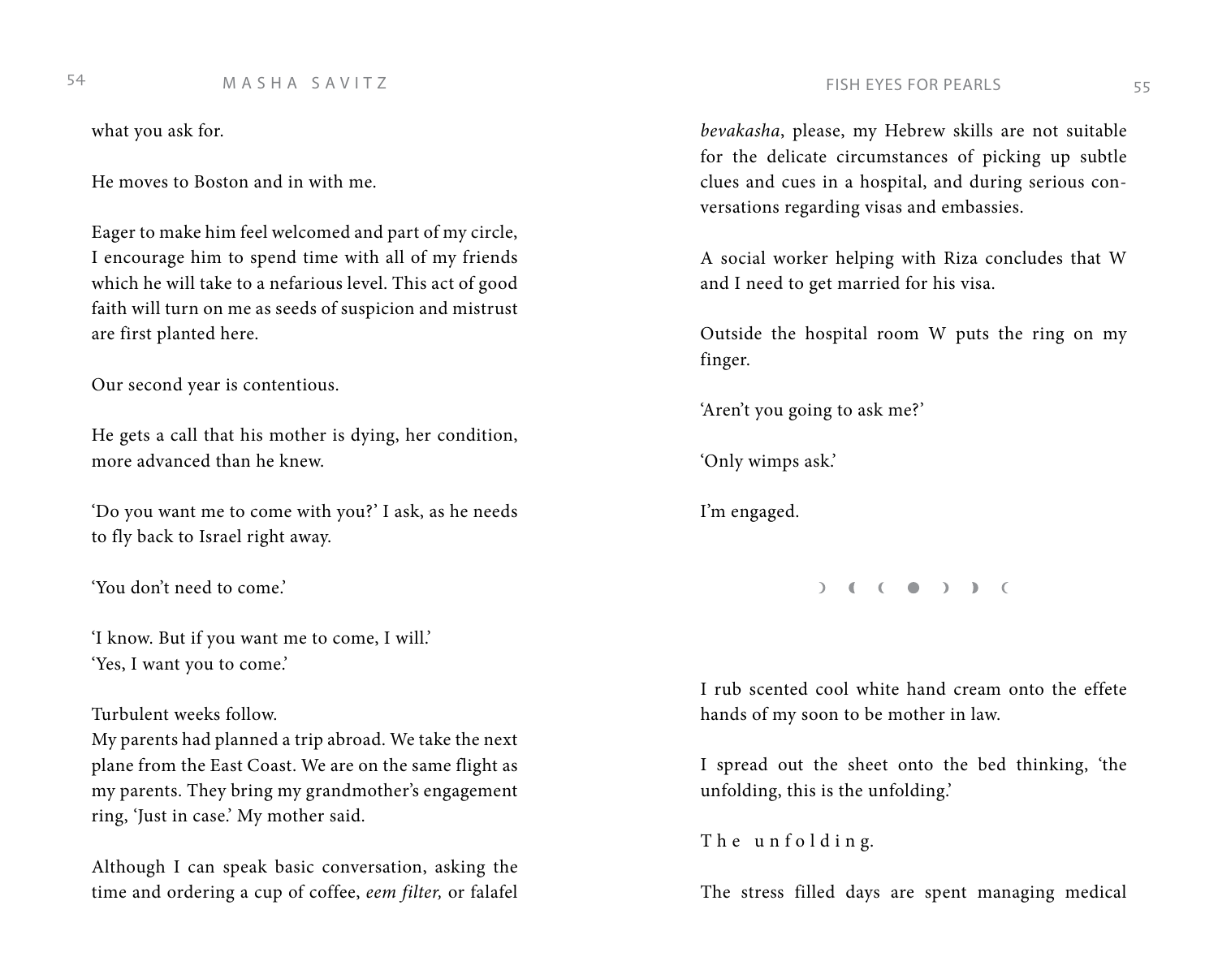what you ask for.

He moves to Boston and in with me.

Eager to make him feel welcomed and part of my circle, I encourage him to spend time with all of my friends which he will take to a nefarious level. This act of good faith will turn on me as seeds of suspicion and mistrust are first planted here.

Our second year is contentious.

He gets a call that his mother is dying, her condition, more advanced than he knew.

'Do you want me to come with you?' I ask, as he needs to fly back to Israel right away.

'You don't need to come.'

'I know. But if you want me to come, I will.'
'Yes, I want you to come.'

Turbulent weeks follow.
My parents had planned a trip abroad. We take the next plane from the East Coast. We are on the same flight as my parents. They bring my grandmother's engagement ring, 'Just in case.' My mother said.

Although I can speak basic conversation, asking the time and ordering a cup of coffee, *eem filter,* or falafel *bevakasha*, please, my Hebrew skills are not suitable for the delicate circumstances of picking up subtle clues and cues in a hospital, and during serious conversations regarding visas and embassies.

A social worker helping with Riza concludes that W and I need to get married for his visa.

Outside the hospital room W puts the ring on my finger.

'Aren't you going to ask me?'

'Only wimps ask.'

I'm engaged.

☽ ◖ ☾ ● ☽ ◗ ☾

I rub scented cool white hand cream onto the effete hands of my soon to be mother in law.

I spread out the sheet onto the bed thinking, 'the unfolding, this is the unfolding.'

T h e u n f o l d i n g.

The stress filled days are spent managing medical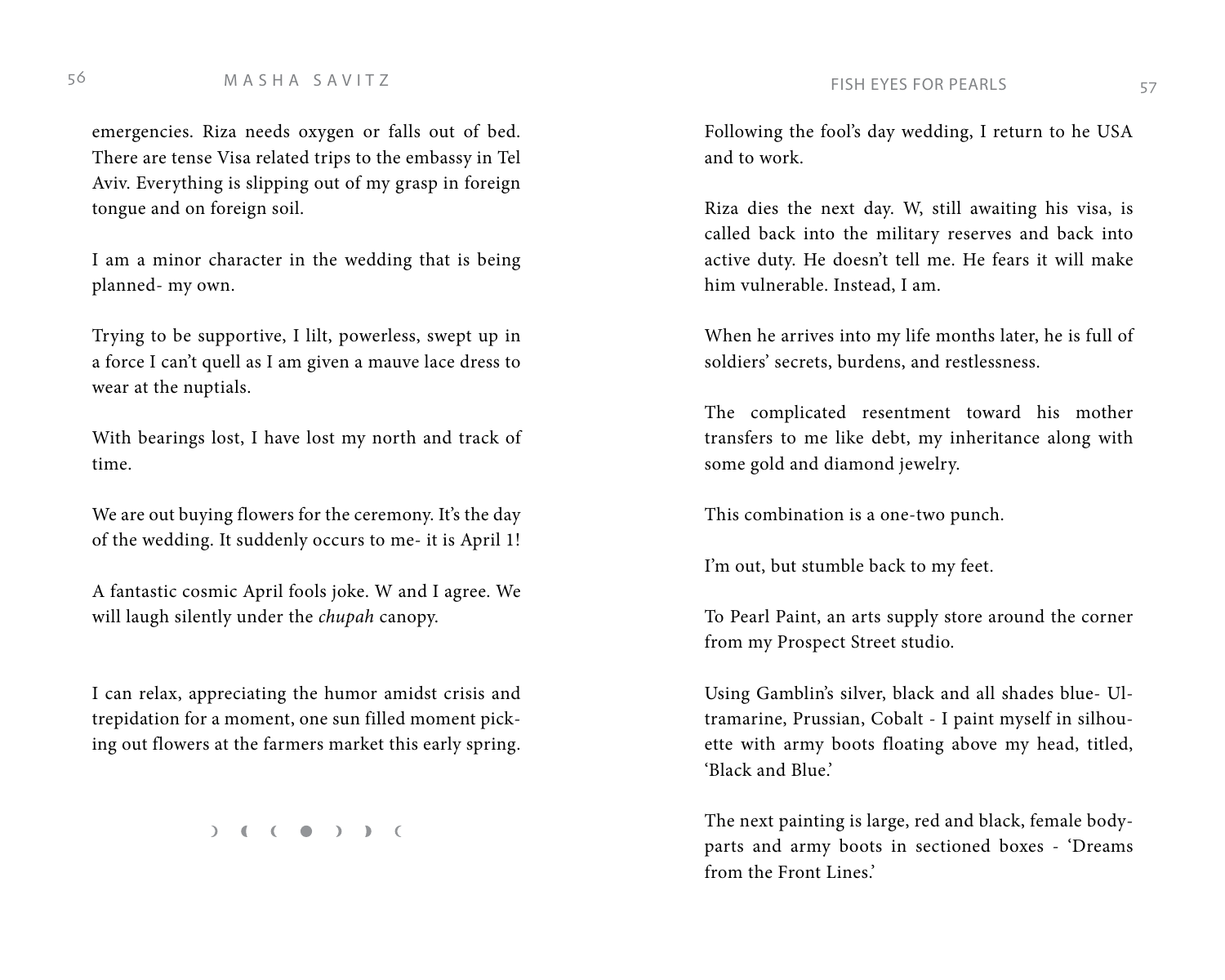emergencies. Riza needs oxygen or falls out of bed. There are tense Visa related trips to the embassy in Tel Aviv. Everything is slipping out of my grasp in foreign tongue and on foreign soil.

I am a minor character in the wedding that is being planned- my own.

Trying to be supportive, I lilt, powerless, swept up in a force I can't quell as I am given a mauve lace dress to wear at the nuptials.

With bearings lost, I have lost my north and track of time.

We are out buying flowers for the ceremony. It's the day of the wedding. It suddenly occurs to me- it is April 1!

A fantastic cosmic April fools joke. W and I agree. We will laugh silently under the *chupah* canopy.

I can relax, appreciating the humor amidst crisis and trepidation for a moment, one sun filled moment picking out flowers at the farmers market this early spring.

☽ ◖ ☾ ● ☽ ◗ ☾

Following the fool's day wedding, I return to he USA and to work.

Riza dies the next day. W, still awaiting his visa, is called back into the military reserves and back into active duty. He doesn't tell me. He fears it will make him vulnerable. Instead, I am.

When he arrives into my life months later, he is full of soldiers' secrets, burdens, and restlessness.

The complicated resentment toward his mother transfers to me like debt, my inheritance along with some gold and diamond jewelry.

This combination is a one-two punch.

I'm out, but stumble back to my feet.

To Pearl Paint, an arts supply store around the corner from my Prospect Street studio.

Using Gamblin's silver, black and all shades blue- Ultramarine, Prussian, Cobalt - I paint myself in silhouette with army boots floating above my head, titled, 'Black and Blue.'

The next painting is large, red and black, female body-parts and army boots in sectioned boxes - 'Dreams from the Front Lines.'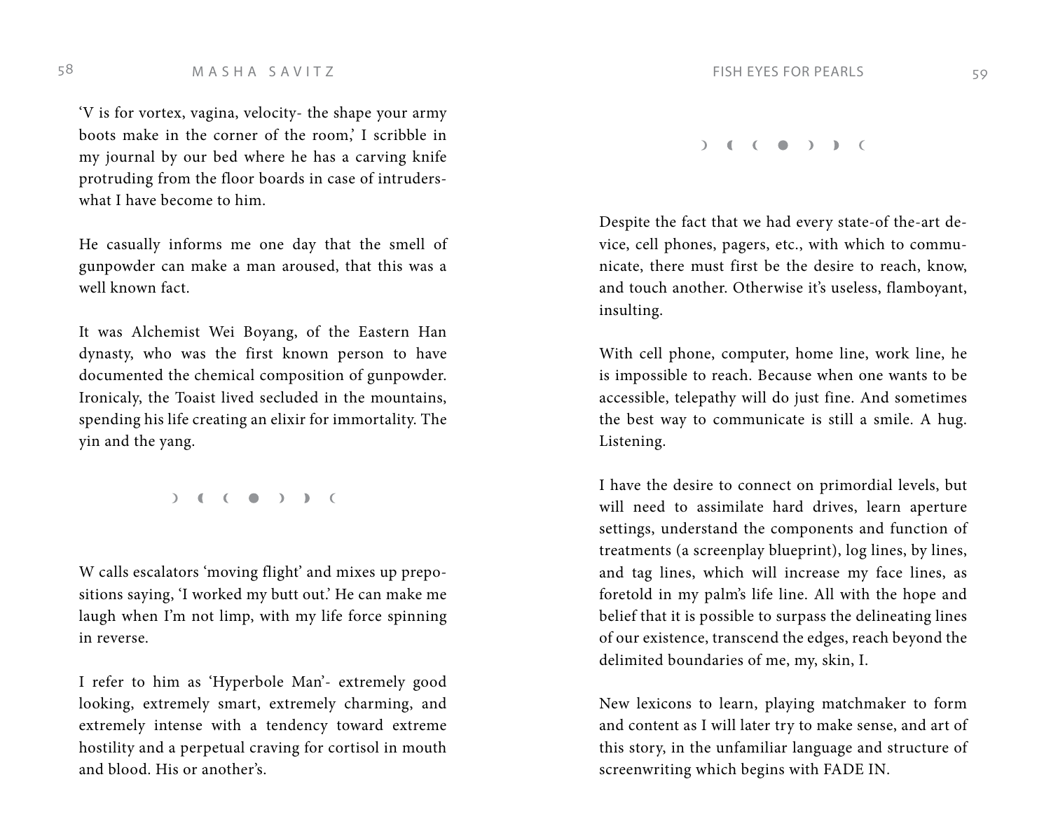'V is for vortex, vagina, velocity- the shape your army boots make in the corner of the room,' I scribble in my journal by our bed where he has a carving knife protruding from the floor boards in case of intruders- what I have become to him.

He casually informs me one day that the smell of gunpowder can make a man aroused, that this was a well known fact.

It was Alchemist Wei Boyang, of the Eastern Han dynasty, who was the first known person to have documented the chemical composition of gunpowder. Ironicaly, the Toaist lived secluded in the mountains, spending his life creating an elixir for immortality. The yin and the yang.

☽ ◖ ☾ ● ☽ ◗ ☾

W calls escalators 'moving flight' and mixes up prepositions saying, 'I worked my butt out.' He can make me laugh when I'm not limp, with my life force spinning in reverse.

I refer to him as 'Hyperbole Man'- extremely good looking, extremely smart, extremely charming, and extremely intense with a tendency toward extreme hostility and a perpetual craving for cortisol in mouth and blood. His or another's.

☽ ◖ ☾ ● ☽ ◗ ☾

Despite the fact that we had every state-of the-art device, cell phones, pagers, etc., with which to communicate, there must first be the desire to reach, know, and touch another. Otherwise it's useless, flamboyant, insulting.

With cell phone, computer, home line, work line, he is impossible to reach. Because when one wants to be accessible, telepathy will do just fine. And sometimes the best way to communicate is still a smile. A hug. Listening.

I have the desire to connect on primordial levels, but will need to assimilate hard drives, learn aperture settings, understand the components and function of treatments (a screenplay blueprint), log lines, by lines, and tag lines, which will increase my face lines, as foretold in my palm's life line. All with the hope and belief that it is possible to surpass the delineating lines of our existence, transcend the edges, reach beyond the delimited boundaries of me, my, skin, I.

New lexicons to learn, playing matchmaker to form and content as I will later try to make sense, and art of this story, in the unfamiliar language and structure of screenwriting which begins with FADE IN.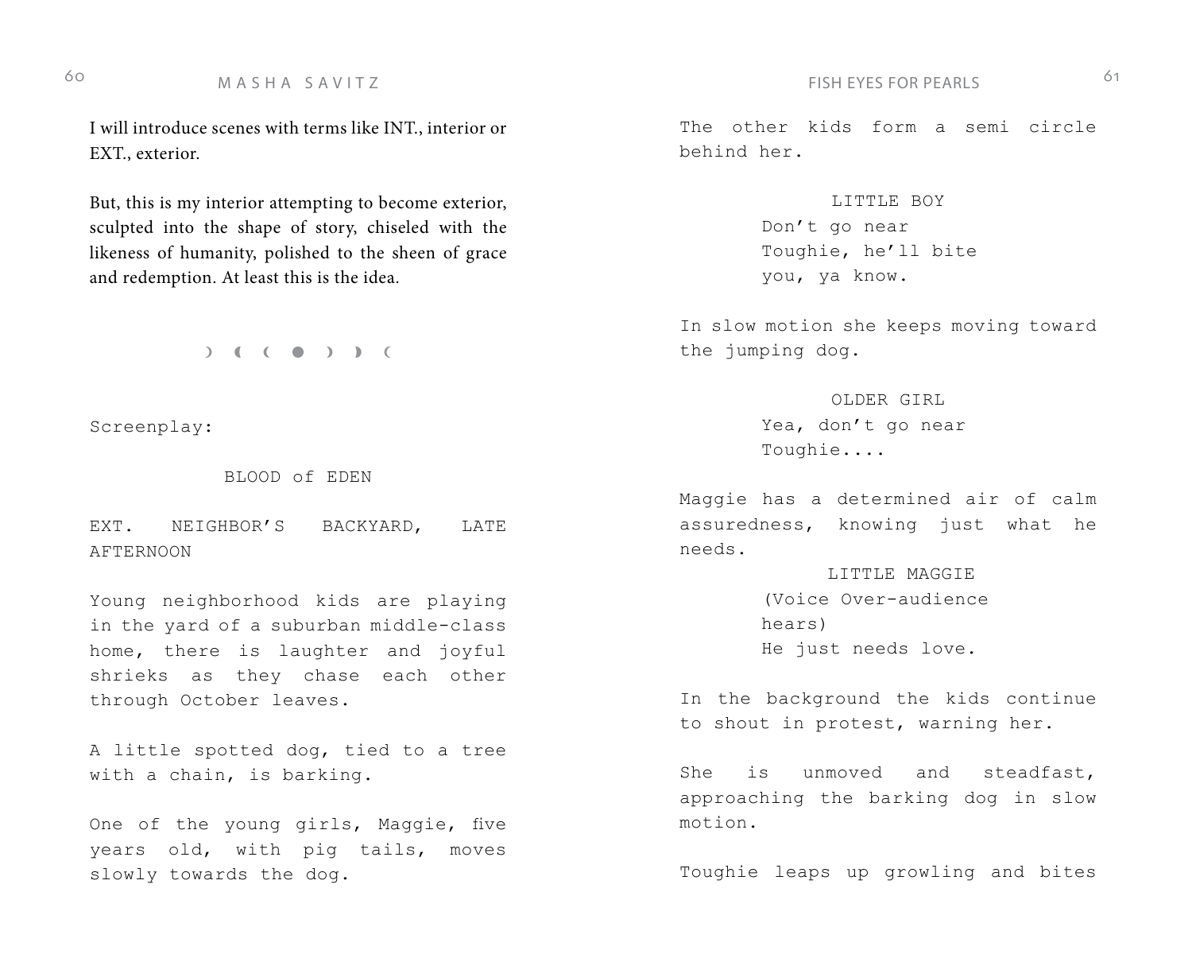I will introduce scenes with terms like INT., interior or EXT., exterior.

But, this is my interior attempting to become exterior, sculpted into the shape of story, chiseled with the likeness of humanity, polished to the sheen of grace and redemption. At least this is the idea.

☽ ◖ ☾ ● ☽ ◗ ☾

```
Screenplay:

            BLOOD of EDEN

EXT. NEIGHBOR'S BACKYARD, LATE
AFTERNOON

Young neighborhood kids are playing
in the yard of a suburban middle-class
home, there is laughter and joyful
shrieks as they chase each other
through October leaves.

A little spotted dog, tied to a tree
with a chain, is barking.

One of the young girls, Maggie, five
years old, with pig tails, moves
slowly towards the dog.

The other kids form a semi circle
behind her.

            LITTLE BOY
      Don't go near
      Toughie, he'll bite
      you, ya know.

In slow motion she keeps moving toward
the jumping dog.

            OLDER GIRL
      Yea, don't go near
      Toughie....

Maggie has a determined air of calm
assuredness, knowing just what he
needs.
            LITTLE MAGGIE
      (Voice Over-audience
      hears)
      He just needs love.

In the background the kids continue
to shout in protest, warning her.

She is unmoved and steadfast,
approaching the barking dog in slow
motion.

Toughie leaps up growling and bites
```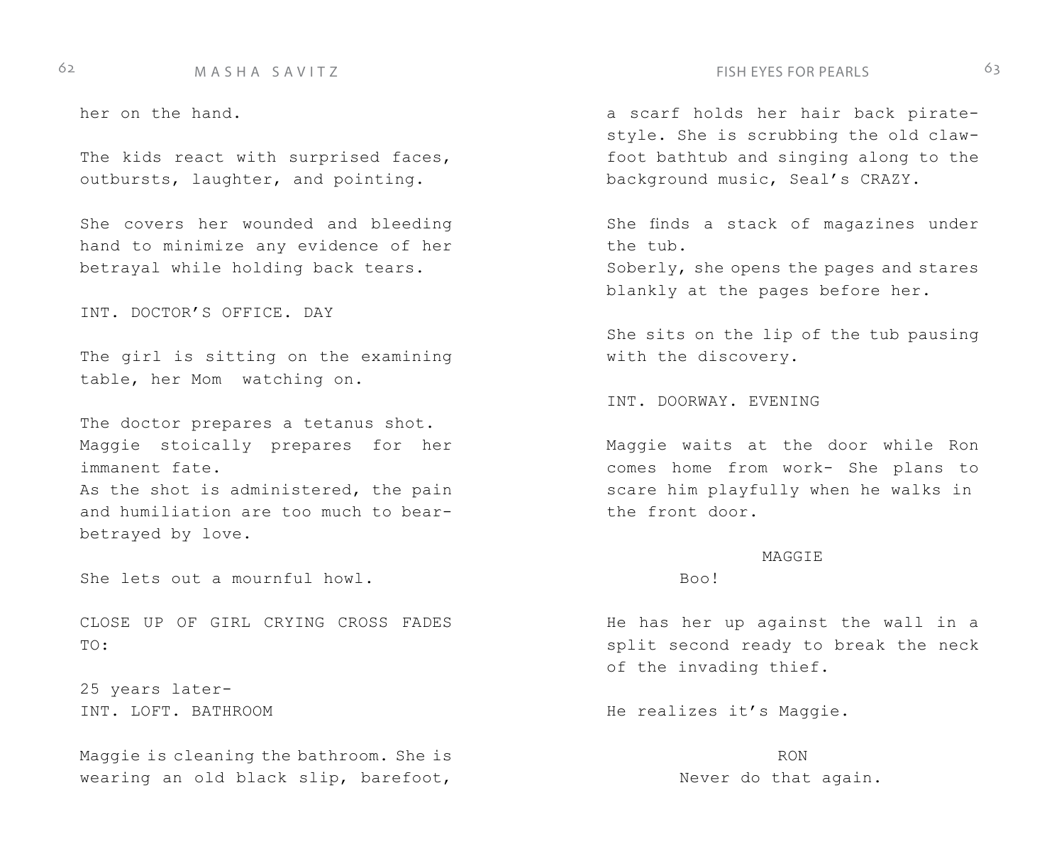her on the hand.

The kids react with surprised faces, outbursts, laughter, and pointing.

She covers her wounded and bleeding hand to minimize any evidence of her betrayal while holding back tears.

INT. DOCTOR'S OFFICE. DAY

The girl is sitting on the examining table, her Mom watching on.

The doctor prepares a tetanus shot.
Maggie stoically prepares for her immanent fate.
As the shot is administered, the pain and humiliation are too much to bear- betrayed by love.

She lets out a mournful howl.

CLOSE UP OF GIRL CRYING CROSS FADES TO:

25 years later-
INT. LOFT. BATHROOM

Maggie is cleaning the bathroom. She is wearing an old black slip, barefoot, a scarf holds her hair back pirate-style. She is scrubbing the old claw-foot bathtub and singing along to the background music, Seal's CRAZY.

She finds a stack of magazines under the tub.
Soberly, she opens the pages and stares blankly at the pages before her.

She sits on the lip of the tub pausing with the discovery.

INT. DOORWAY. EVENING

Maggie waits at the door while Ron comes home from work- She plans to scare him playfully when he walks in the front door.

MAGGIE
Boo!

He has her up against the wall in a split second ready to break the neck of the invading thief.

He realizes it's Maggie.

RON
Never do that again.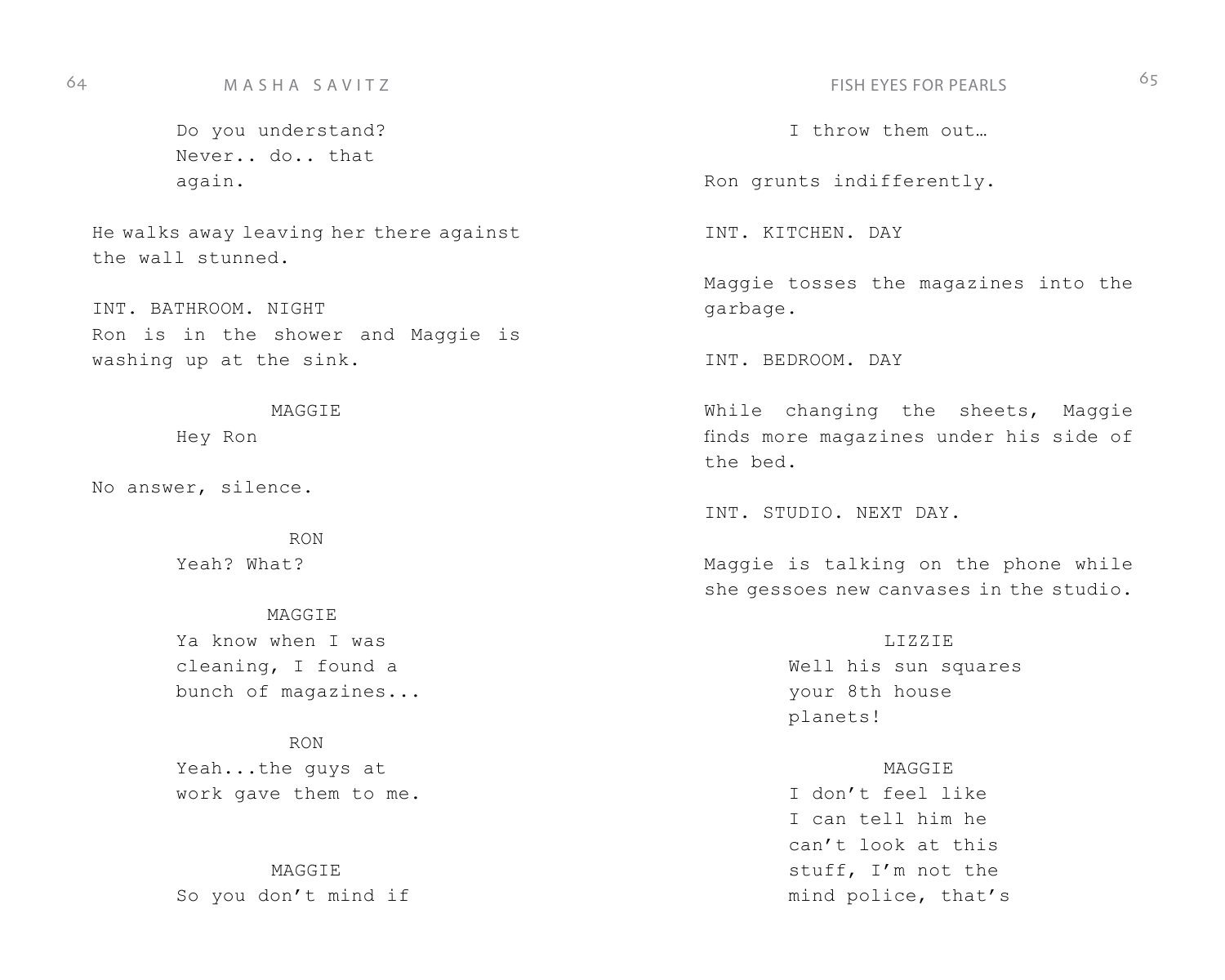Do you understand?
Never.. do.. that
again.

He walks away leaving her there against the wall stunned.

INT. BATHROOM. NIGHT
Ron is in the shower and Maggie is washing up at the sink.

MAGGIE
Hey Ron

No answer, silence.

RON
Yeah? What?

MAGGIE
Ya know when I was
cleaning, I found a
bunch of magazines...

RON
Yeah...the guys at
work gave them to me.

MAGGIE
So you don't mind if
I throw them out…

Ron grunts indifferently.

INT. KITCHEN. DAY

Maggie tosses the magazines into the garbage.

INT. BEDROOM. DAY

While changing the sheets, Maggie finds more magazines under his side of the bed.

INT. STUDIO. NEXT DAY.

Maggie is talking on the phone while she gessoes new canvases in the studio.

LIZZIE
Well his sun squares
your 8th house
planets!

MAGGIE
I don't feel like
I can tell him he
can't look at this
stuff, I'm not the
mind police, that's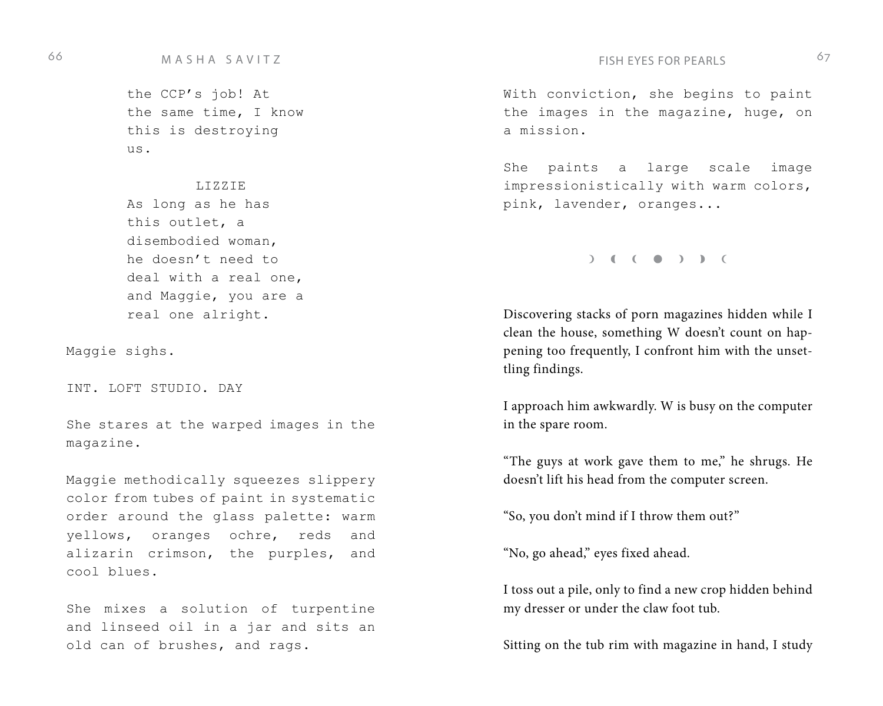the CCP's job! At the same time, I know this is destroying us.

LIZZIE

As long as he has this outlet, a disembodied woman, he doesn't need to deal with a real one, and Maggie, you are a real one alright.

Maggie sighs.

INT. LOFT STUDIO. DAY

She stares at the warped images in the magazine.

Maggie methodically squeezes slippery color from tubes of paint in systematic order around the glass palette: warm yellows, oranges ochre, reds and alizarin crimson, the purples, and cool blues.

She mixes a solution of turpentine and linseed oil in a jar and sits an old can of brushes, and rags.

With conviction, she begins to paint the images in the magazine, huge, on a mission.

She paints a large scale image impressionistically with warm colors, pink, lavender, oranges...

☽ ◖ ☾ ● ☽ ◗ ☾

Discovering stacks of porn magazines hidden while I clean the house, something W doesn't count on happening too frequently, I confront him with the unsettling findings.

I approach him awkwardly. W is busy on the computer in the spare room.

"The guys at work gave them to me," he shrugs. He doesn't lift his head from the computer screen.

"So, you don't mind if I throw them out?"

"No, go ahead," eyes fixed ahead.

I toss out a pile, only to find a new crop hidden behind my dresser or under the claw foot tub.

Sitting on the tub rim with magazine in hand, I study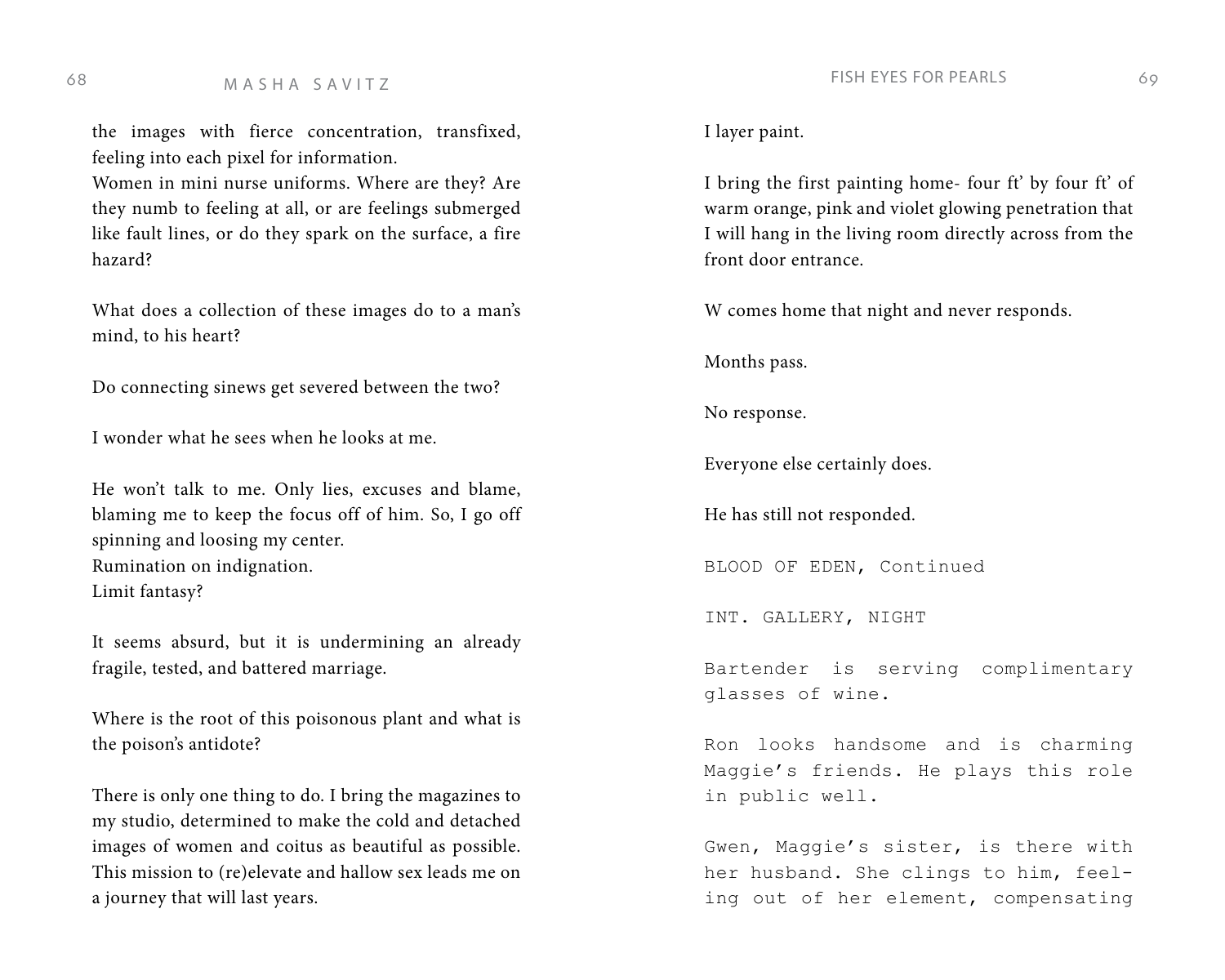the images with fierce concentration, transfixed, feeling into each pixel for information.
Women in mini nurse uniforms. Where are they? Are they numb to feeling at all, or are feelings submerged like fault lines, or do they spark on the surface, a fire hazard?

What does a collection of these images do to a man's mind, to his heart?

Do connecting sinews get severed between the two?

I wonder what he sees when he looks at me.

He won't talk to me. Only lies, excuses and blame, blaming me to keep the focus off of him. So, I go off spinning and loosing my center.
Rumination on indignation.
Limit fantasy?

It seems absurd, but it is undermining an already fragile, tested, and battered marriage.

Where is the root of this poisonous plant and what is the poison's antidote?

There is only one thing to do. I bring the magazines to my studio, determined to make the cold and detached images of women and coitus as beautiful as possible. This mission to (re)elevate and hallow sex leads me on a journey that will last years.

I layer paint.

I bring the first painting home- four ft' by four ft' of warm orange, pink and violet glowing penetration that I will hang in the living room directly across from the front door entrance.

W comes home that night and never responds.

Months pass.

No response.

Everyone else certainly does.

He has still not responded.

```
BLOOD OF EDEN, Continued

INT. GALLERY, NIGHT

Bartender is serving complimentary
glasses of wine.

Ron looks handsome and is charming
Maggie's friends. He plays this role
in public well.

Gwen, Maggie's sister, is there with
her husband. She clings to him, feel-
ing out of her element, compensating
```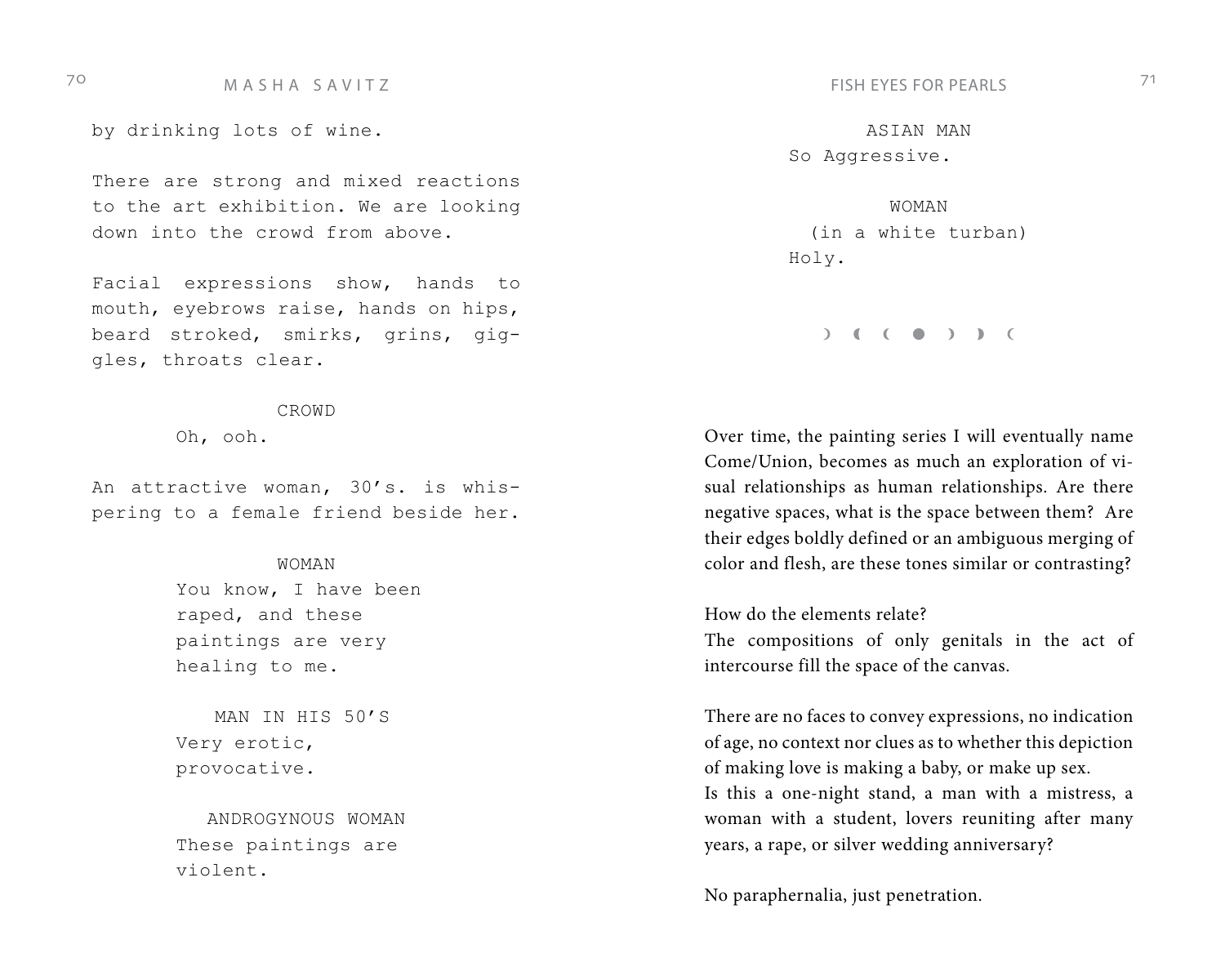by drinking lots of wine.

There are strong and mixed reactions to the art exhibition. We are looking down into the crowd from above.

Facial expressions show, hands to mouth, eyebrows raise, hands on hips, beard stroked, smirks, grins, giggles, throats clear.

CROWD
Oh, ooh.

An attractive woman, 30's. is whispering to a female friend beside her.

WOMAN
You know, I have been raped, and these paintings are very healing to me.

MAN IN HIS 50'S
Very erotic, provocative.

ANDROGYNOUS WOMAN
These paintings are violent.

ASIAN MAN
So Aggressive.

WOMAN
(in a white turban)
Holy.

☽ ◖ ( ● ) ◗ (

Over time, the painting series I will eventually name Come/Union, becomes as much an exploration of visual relationships as human relationships. Are there negative spaces, what is the space between them? Are their edges boldly defined or an ambiguous merging of color and flesh, are these tones similar or contrasting?

How do the elements relate?
The compositions of only genitals in the act of intercourse fill the space of the canvas.

There are no faces to convey expressions, no indication of age, no context nor clues as to whether this depiction of making love is making a baby, or make up sex.
Is this a one-night stand, a man with a mistress, a woman with a student, lovers reuniting after many years, a rape, or silver wedding anniversary?

No paraphernalia, just penetration.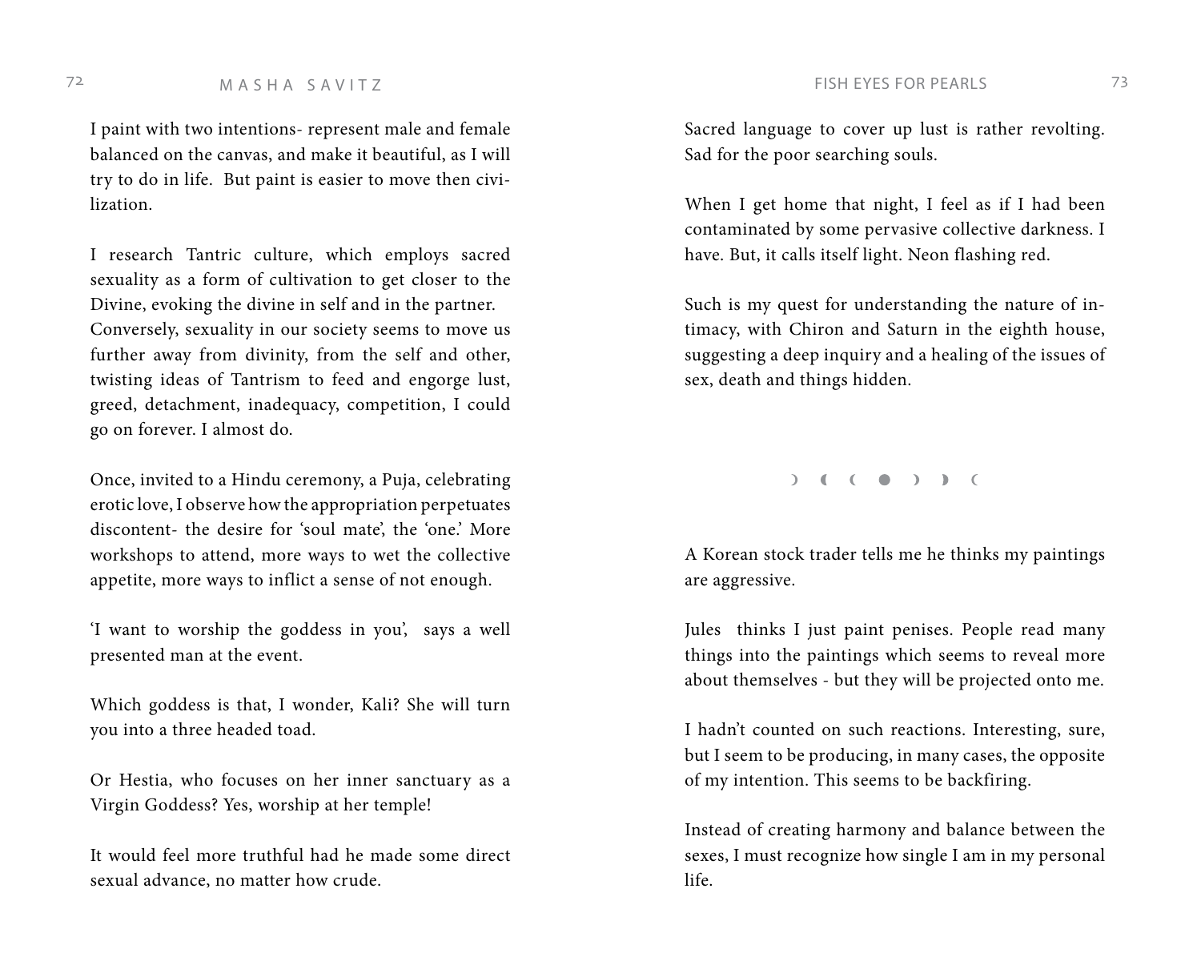I paint with two intentions- represent male and female balanced on the canvas, and make it beautiful, as I will try to do in life. But paint is easier to move then civilization.

I research Tantric culture, which employs sacred sexuality as a form of cultivation to get closer to the Divine, evoking the divine in self and in the partner. Conversely, sexuality in our society seems to move us further away from divinity, from the self and other, twisting ideas of Tantrism to feed and engorge lust, greed, detachment, inadequacy, competition, I could go on forever. I almost do.

Once, invited to a Hindu ceremony, a Puja, celebrating erotic love, I observe how the appropriation perpetuates discontent- the desire for 'soul mate', the 'one.' More workshops to attend, more ways to wet the collective appetite, more ways to inflict a sense of not enough.

'I want to worship the goddess in you', says a well presented man at the event.

Which goddess is that, I wonder, Kali? She will turn you into a three headed toad.

Or Hestia, who focuses on her inner sanctuary as a Virgin Goddess? Yes, worship at her temple!

It would feel more truthful had he made some direct sexual advance, no matter how crude.

Sacred language to cover up lust is rather revolting. Sad for the poor searching souls.

When I get home that night, I feel as if I had been contaminated by some pervasive collective darkness. I have. But, it calls itself light. Neon flashing red.

Such is my quest for understanding the nature of intimacy, with Chiron and Saturn in the eighth house, suggesting a deep inquiry and a healing of the issues of sex, death and things hidden.

☽ ◖ ☾ ● ☽ ◗ ☾

A Korean stock trader tells me he thinks my paintings are aggressive.

Jules thinks I just paint penises. People read many things into the paintings which seems to reveal more about themselves - but they will be projected onto me.

I hadn't counted on such reactions. Interesting, sure, but I seem to be producing, in many cases, the opposite of my intention. This seems to be backfiring.

Instead of creating harmony and balance between the sexes, I must recognize how single I am in my personal life.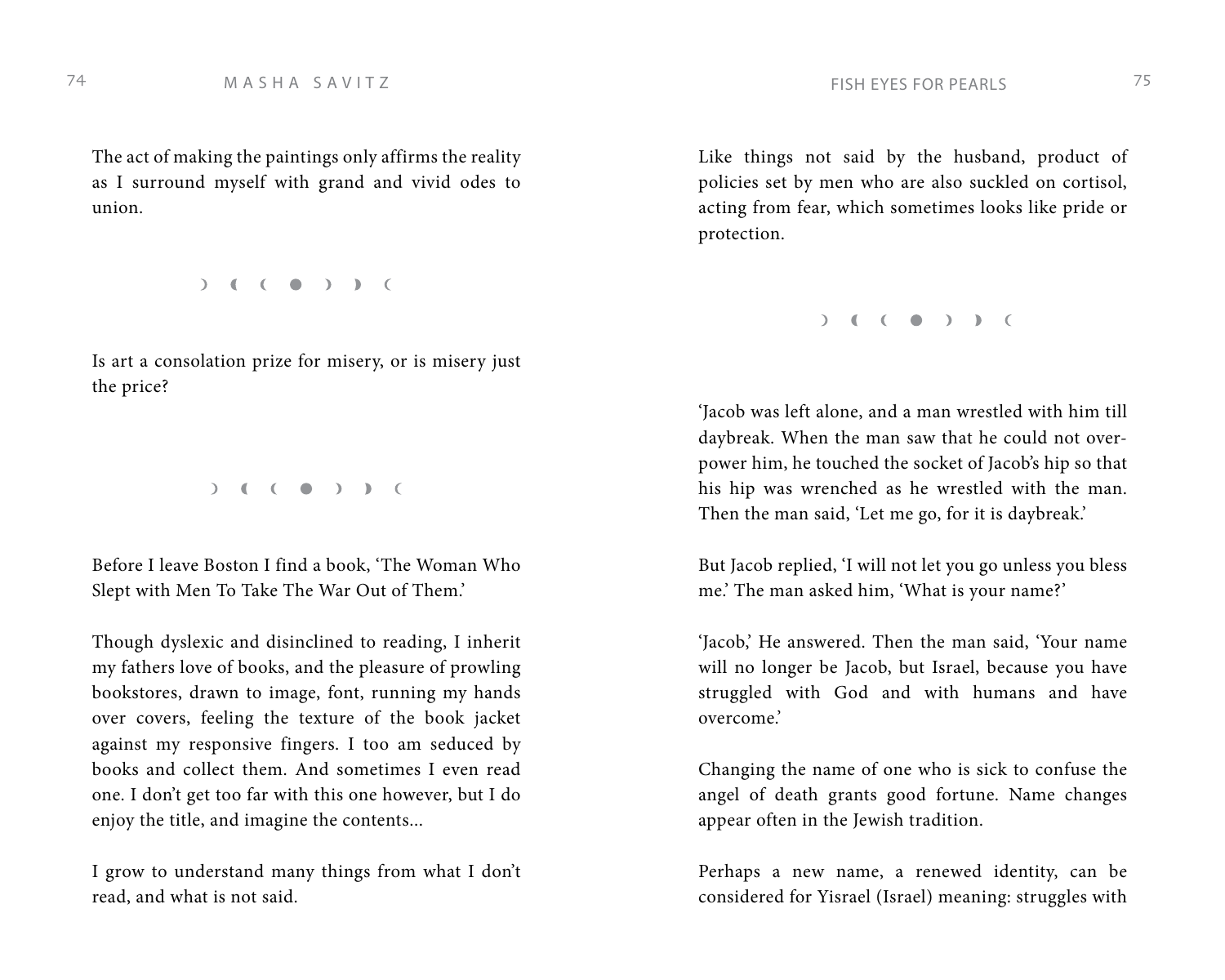The act of making the paintings only affirms the reality as I surround myself with grand and vivid odes to union.

☽ ◖ ☾ ● ☽ ◗ ☾

Is art a consolation prize for misery, or is misery just the price?

☽ ◖ ☾ ● ☽ ◗ ☾

Before I leave Boston I find a book, 'The Woman Who Slept with Men To Take The War Out of Them.'

Though dyslexic and disinclined to reading, I inherit my fathers love of books, and the pleasure of prowling bookstores, drawn to image, font, running my hands over covers, feeling the texture of the book jacket against my responsive fingers. I too am seduced by books and collect them. And sometimes I even read one. I don't get too far with this one however, but I do enjoy the title, and imagine the contents...

I grow to understand many things from what I don't read, and what is not said.

Like things not said by the husband, product of policies set by men who are also suckled on cortisol, acting from fear, which sometimes looks like pride or protection.

☽ ◖ ☾ ● ☽ ◗ ☾

'Jacob was left alone, and a man wrestled with him till daybreak. When the man saw that he could not overpower him, he touched the socket of Jacob's hip so that his hip was wrenched as he wrestled with the man. Then the man said, 'Let me go, for it is daybreak.'

But Jacob replied, 'I will not let you go unless you bless me.' The man asked him, 'What is your name?'

'Jacob,' He answered. Then the man said, 'Your name will no longer be Jacob, but Israel, because you have struggled with God and with humans and have overcome.'

Changing the name of one who is sick to confuse the angel of death grants good fortune. Name changes appear often in the Jewish tradition.

Perhaps a new name, a renewed identity, can be considered for Yisrael (Israel) meaning: struggles with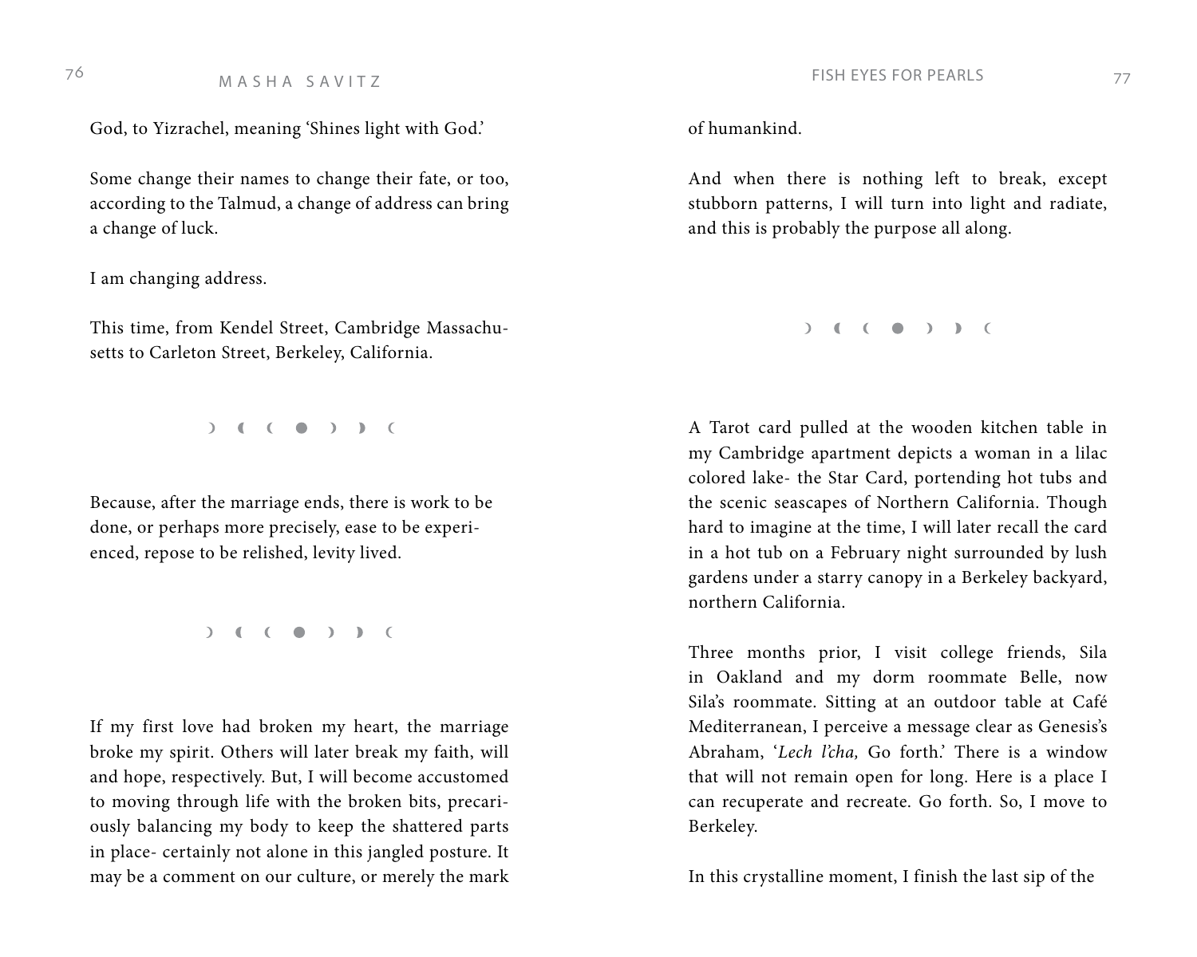God, to Yizrachel, meaning 'Shines light with God.'

Some change their names to change their fate, or too, according to the Talmud, a change of address can bring a change of luck.

I am changing address.

This time, from Kendel Street, Cambridge Massachusetts to Carleton Street, Berkeley, California.

☽ ◖ ☾ ● ☽ ◗ ☾

Because, after the marriage ends, there is work to be done, or perhaps more precisely, ease to be experienced, repose to be relished, levity lived.

☽ ◖ ☾ ● ☽ ◗ ☾

If my first love had broken my heart, the marriage broke my spirit. Others will later break my faith, will and hope, respectively. But, I will become accustomed to moving through life with the broken bits, precariously balancing my body to keep the shattered parts in place- certainly not alone in this jangled posture. It may be a comment on our culture, or merely the mark of humankind.

And when there is nothing left to break, except stubborn patterns, I will turn into light and radiate, and this is probably the purpose all along.

☽ ◖ ☾ ● ☽ ◗ ☾

A Tarot card pulled at the wooden kitchen table in my Cambridge apartment depicts a woman in a lilac colored lake- the Star Card, portending hot tubs and the scenic seascapes of Northern California. Though hard to imagine at the time, I will later recall the card in a hot tub on a February night surrounded by lush gardens under a starry canopy in a Berkeley backyard, northern California.

Three months prior, I visit college friends, Sila in Oakland and my dorm roommate Belle, now Sila's roommate. Sitting at an outdoor table at Café Mediterranean, I perceive a message clear as Genesis's Abraham, '*Lech l'cha,* Go forth.' There is a window that will not remain open for long. Here is a place I can recuperate and recreate. Go forth. So, I move to Berkeley.

In this crystalline moment, I finish the last sip of the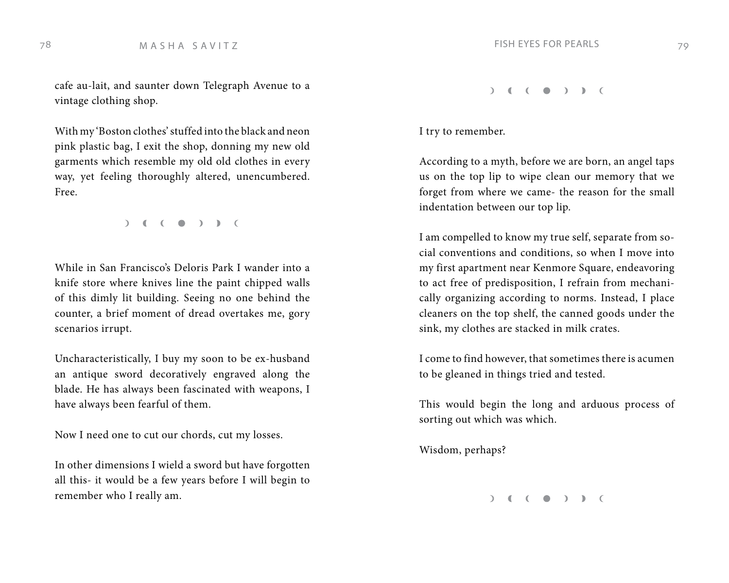cafe au-lait, and saunter down Telegraph Avenue to a vintage clothing shop.

With my 'Boston clothes' stuffed into the black and neon pink plastic bag, I exit the shop, donning my new old garments which resemble my old old clothes in every way, yet feeling thoroughly altered, unencumbered. Free.

☽ ◖ ( ● ) ◗ (

While in San Francisco's Deloris Park I wander into a knife store where knives line the paint chipped walls of this dimly lit building. Seeing no one behind the counter, a brief moment of dread overtakes me, gory scenarios irrupt.

Uncharacteristically, I buy my soon to be ex-husband an antique sword decoratively engraved along the blade. He has always been fascinated with weapons, I have always been fearful of them.

Now I need one to cut our chords, cut my losses.

In other dimensions I wield a sword but have forgotten all this- it would be a few years before I will begin to remember who I really am.

☽ ◖ ( ● ) ◗ (

I try to remember.

According to a myth, before we are born, an angel taps us on the top lip to wipe clean our memory that we forget from where we came- the reason for the small indentation between our top lip.

I am compelled to know my true self, separate from social conventions and conditions, so when I move into my first apartment near Kenmore Square, endeavoring to act free of predisposition, I refrain from mechanically organizing according to norms. Instead, I place cleaners on the top shelf, the canned goods under the sink, my clothes are stacked in milk crates.

I come to find however, that sometimes there is acumen to be gleaned in things tried and tested.

This would begin the long and arduous process of sorting out which was which.

Wisdom, perhaps?

☽ ◖ ( ● ) ◗ (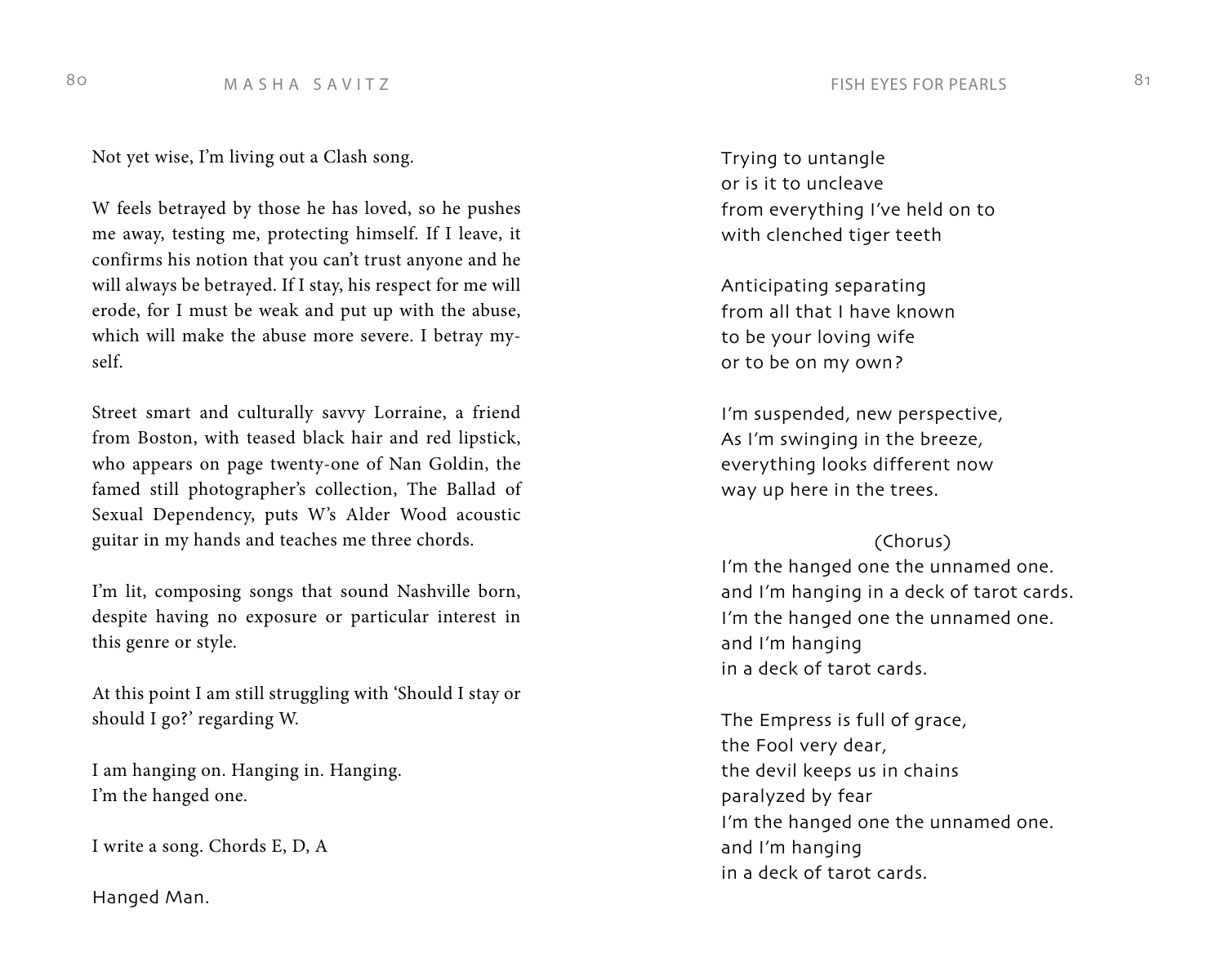Not yet wise, I'm living out a Clash song.

W feels betrayed by those he has loved, so he pushes me away, testing me, protecting himself. If I leave, it confirms his notion that you can't trust anyone and he will always be betrayed. If I stay, his respect for me will erode, for I must be weak and put up with the abuse, which will make the abuse more severe. I betray my-self.

Street smart and culturally savvy Lorraine, a friend from Boston, with teased black hair and red lipstick, who appears on page twenty-one of Nan Goldin, the famed still photographer's collection, The Ballad of Sexual Dependency, puts W's Alder Wood acoustic guitar in my hands and teaches me three chords.

I'm lit, composing songs that sound Nashville born, despite having no exposure or particular interest in this genre or style.

At this point I am still struggling with 'Should I stay or should I go?' regarding W.

I am hanging on. Hanging in. Hanging.
I'm the hanged one.

I write a song. Chords E, D, A

Hanged Man.

Trying to untangle
or is it to uncleave
from everything I've held on to
with clenched tiger teeth

Anticipating separating
from all that I have known
to be your loving wife
or to be on my own?

I'm suspended, new perspective,
As I'm swinging in the breeze,
everything looks different now
way up here in the trees.

(Chorus)
I'm the hanged one the unnamed one.
and I'm hanging in a deck of tarot cards.
I'm the hanged one the unnamed one.
and I'm hanging
in a deck of tarot cards.

The Empress is full of grace,
the Fool very dear,
the devil keeps us in chains
paralyzed by fear
I'm the hanged one the unnamed one.
and I'm hanging
in a deck of tarot cards.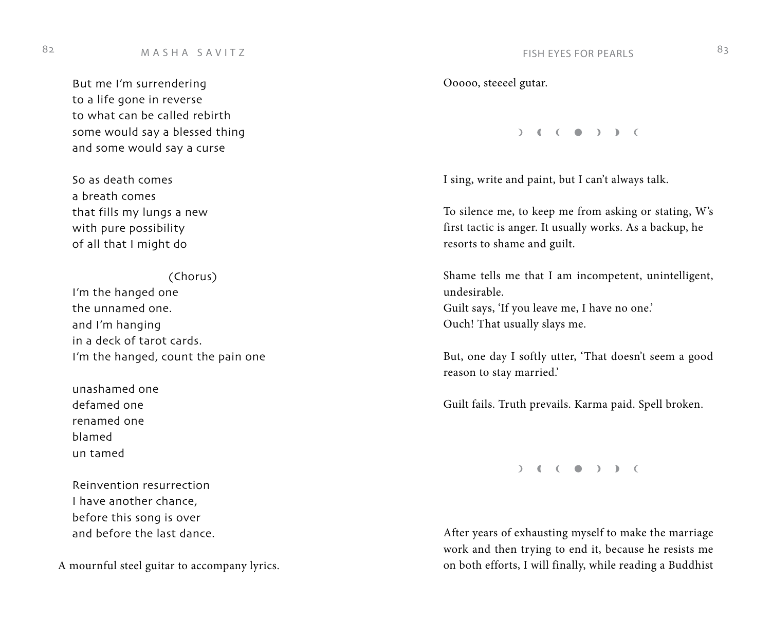But me I'm surrendering
to a life gone in reverse
to what can be called rebirth
some would say a blessed thing
and some would say a curse

So as death comes
a breath comes
that fills my lungs a new
with pure possibility
of all that I might do

(Chorus)
I'm the hanged one
the unnamed one.
and I'm hanging
in a deck of tarot cards.
I'm the hanged, count the pain one

unashamed one
defamed one
renamed one
blamed
un tamed

Reinvention resurrection
I have another chance,
before this song is over
and before the last dance.

A mournful steel guitar to accompany lyrics.

Ooooo, steeeel gutar.

☽ ◖ ( ● ) ◗ (

I sing, write and paint, but I can't always talk.

To silence me, to keep me from asking or stating, W's first tactic is anger. It usually works. As a backup, he resorts to shame and guilt.

Shame tells me that I am incompetent, unintelligent, undesirable.
Guilt says, 'If you leave me, I have no one.'
Ouch! That usually slays me.

But, one day I softly utter, 'That doesn't seem a good reason to stay married.'

Guilt fails. Truth prevails. Karma paid. Spell broken.

☽ ◖ ( ● ) ◗ (

After years of exhausting myself to make the marriage work and then trying to end it, because he resists me on both efforts, I will finally, while reading a Buddhist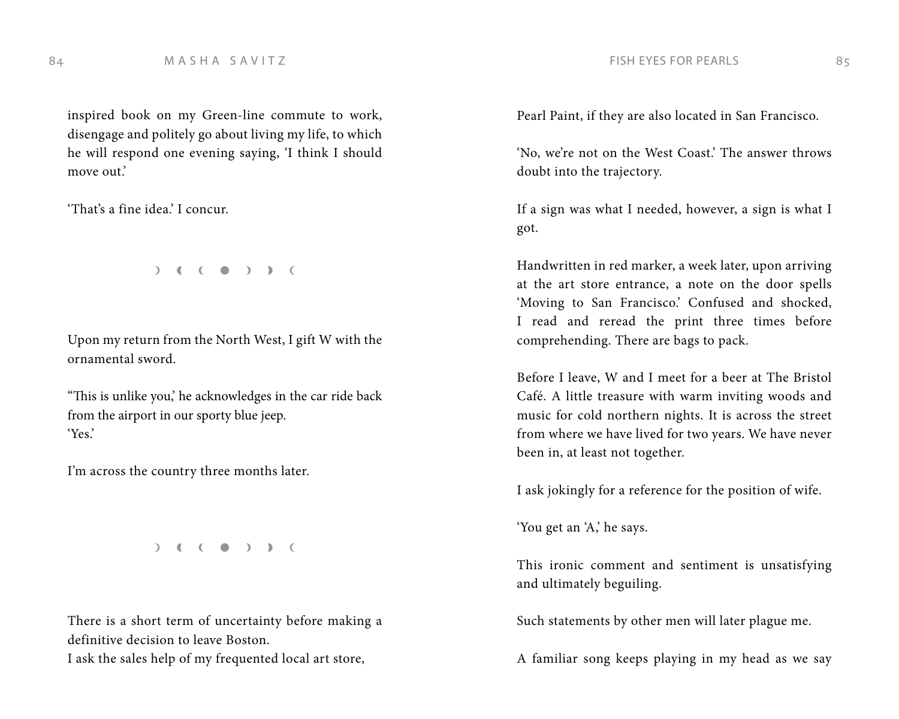inspired book on my Green-line commute to work, disengage and politely go about living my life, to which he will respond one evening saying, 'I think I should move out.'

'That's a fine idea.' I concur.

☽ ◖ ☾ ● ☽ ◗ ☾

Upon my return from the North West, I gift W with the ornamental sword.

"This is unlike you,' he acknowledges in the car ride back from the airport in our sporty blue jeep.
'Yes.'

I'm across the country three months later.

☽ ◖ ☾ ● ☽ ◗ ☾

There is a short term of uncertainty before making a definitive decision to leave Boston.
I ask the sales help of my frequented local art store, Pearl Paint, if they are also located in San Francisco.

'No, we're not on the West Coast.' The answer throws doubt into the trajectory.

If a sign was what I needed, however, a sign is what I got.

Handwritten in red marker, a week later, upon arriving at the art store entrance, a note on the door spells 'Moving to San Francisco.' Confused and shocked, I read and reread the print three times before comprehending. There are bags to pack.

Before I leave, W and I meet for a beer at The Bristol Café. A little treasure with warm inviting woods and music for cold northern nights. It is across the street from where we have lived for two years. We have never been in, at least not together.

I ask jokingly for a reference for the position of wife.

'You get an 'A,' he says.

This ironic comment and sentiment is unsatisfying and ultimately beguiling.

Such statements by other men will later plague me.

A familiar song keeps playing in my head as we say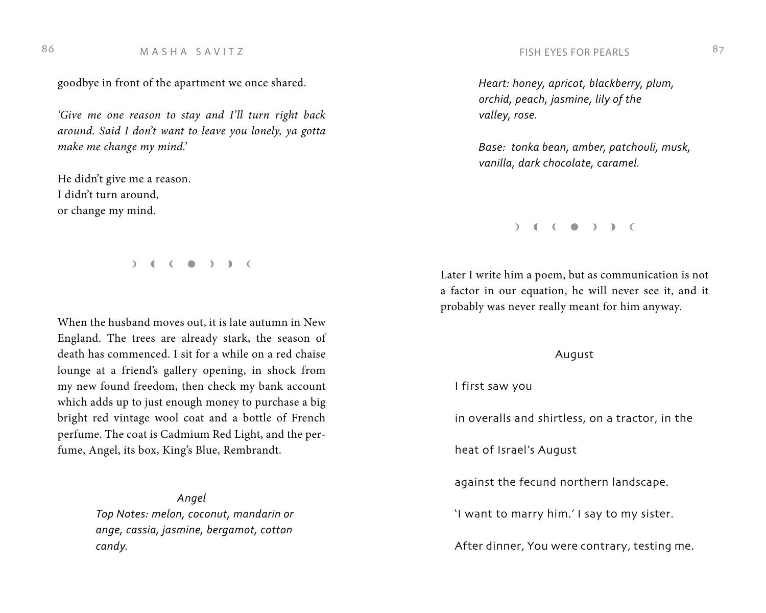goodbye in front of the apartment we once shared.

*'Give me one reason to stay and I'll turn right back around. Said I don't want to leave you lonely, ya gotta make me change my mind.'*

He didn't give me a reason.
I didn't turn around,
or change my mind.

☽ ◖ ( ● ) ◗ (

When the husband moves out, it is late autumn in New England. The trees are already stark, the season of death has commenced. I sit for a while on a red chaise lounge at a friend's gallery opening, in shock from my new found freedom, then check my bank account which adds up to just enough money to purchase a big bright red vintage wool coat and a bottle of French perfume. The coat is Cadmium Red Light, and the perfume, Angel, its box, King's Blue, Rembrandt.

*Angel*

*Top Notes: melon, coconut, mandarin orange, cassia, jasmine, bergamot, cotton candy.*

*Heart: honey, apricot, blackberry, plum, orchid, peach, jasmine, lily of the valley, rose.*

*Base: tonka bean, amber, patchouli, musk, vanilla, dark chocolate, caramel.*

☽ ◖ ( ● ) ◗ (

Later I write him a poem, but as communication is not a factor in our equation, he will never see it, and it probably was never really meant for him anyway.

August

I first saw you

in overalls and shirtless, on a tractor, in the

heat of Israel's August

against the fecund northern landscape.

'I want to marry him.' I say to my sister.

After dinner, You were contrary, testing me.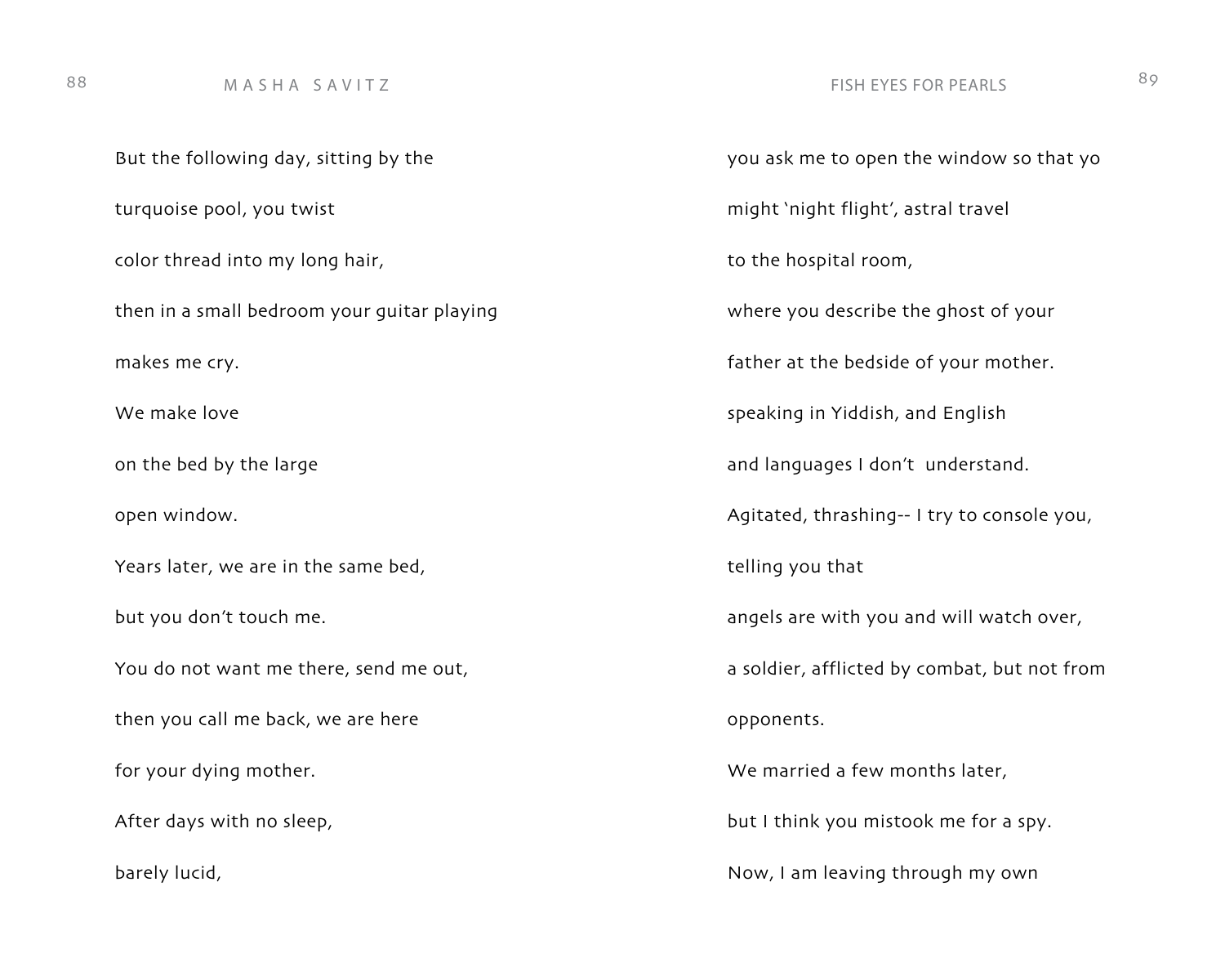But the following day, sitting by the

turquoise pool, you twist

color thread into my long hair,

then in a small bedroom your guitar playing

makes me cry.

We make love

on the bed by the large

open window.

Years later, we are in the same bed,

but you don't touch me.

You do not want me there, send me out,

then you call me back, we are here

for your dying mother.

After days with no sleep,

barely lucid,

you ask me to open the window so that yo

might 'night flight', astral travel

to the hospital room,

where you describe the ghost of your

father at the bedside of your mother.

speaking in Yiddish, and English

and languages I don't  understand.

Agitated, thrashing-- I try to console you,

telling you that

angels are with you and will watch over,

a soldier, afflicted by combat, but not from

opponents.

We married a few months later,

but I think you mistook me for a spy.

Now, I am leaving through my own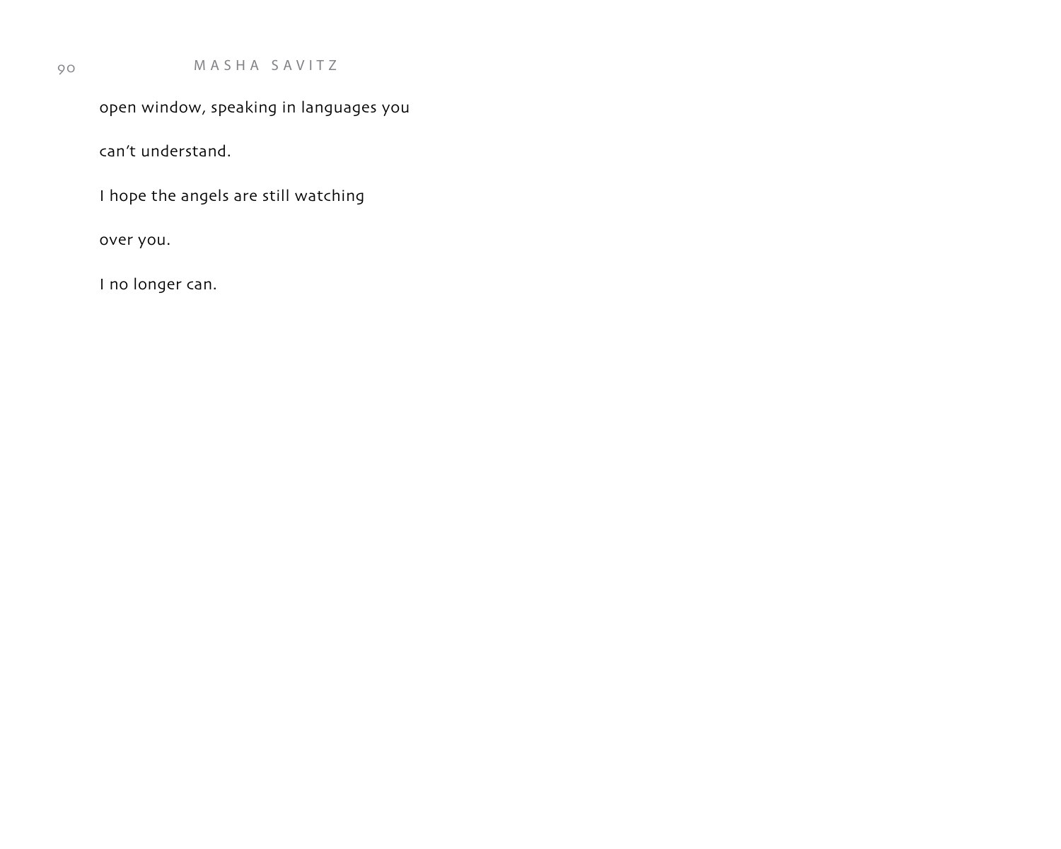open window, speaking in languages you

can't understand.

I hope the angels are still watching

over you.

I no longer can.